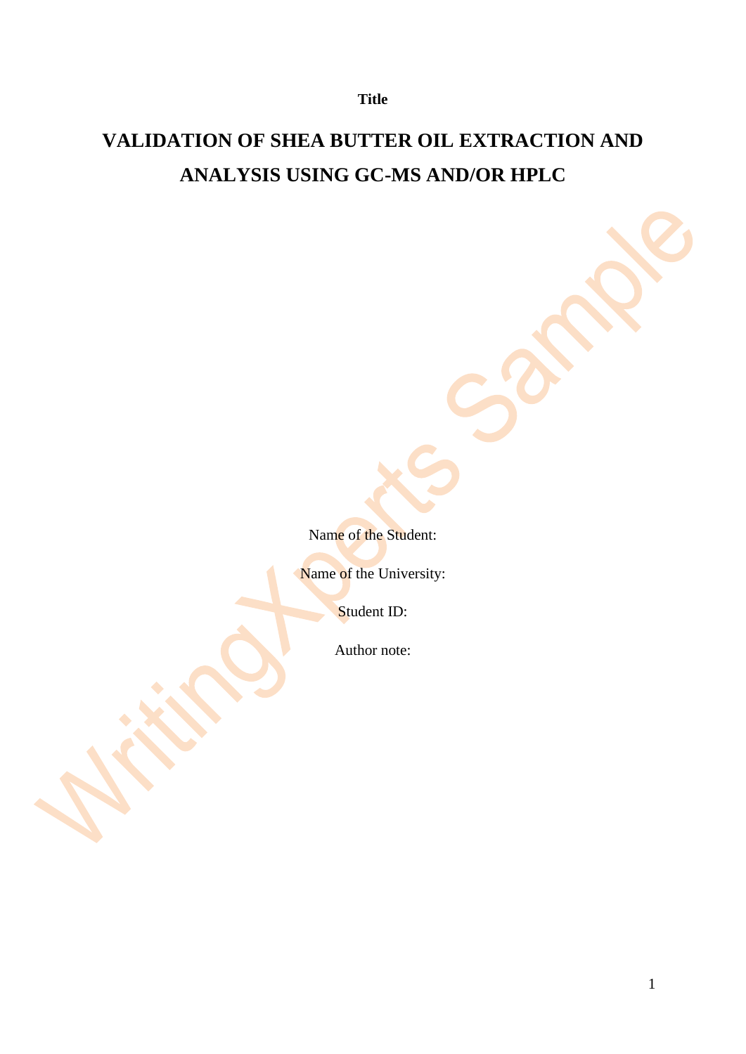**Title**

# VALIDATION OF SHEA BUTTER OIL EXTRACTION AND ANALYSIS USING GC-MS AND/OR HPLC

Name of the Student:

Name of the University:

Student ID:

Author note: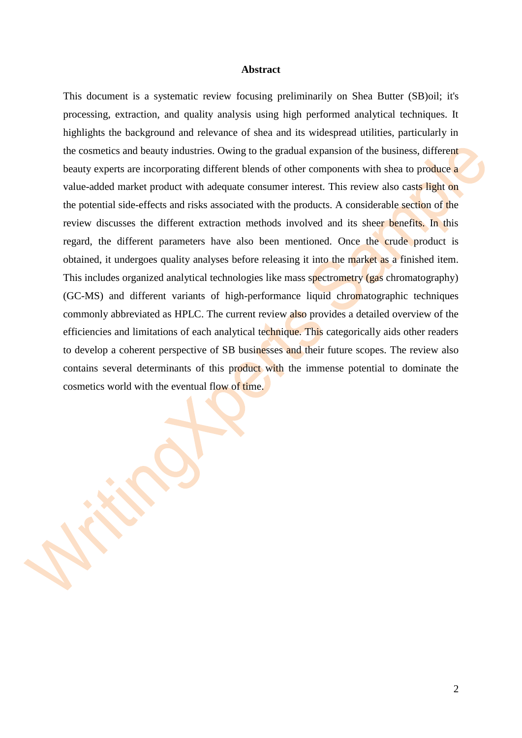# Abstract

This document is a systematic review focusing preliminarily on Shea Butter (SB)oil; it's processing, extraction, and quality analysis using high performed analytical techniques. It highlights the background and relevance of shea and its widespread utilities, particularly in the cosmetics and beauty industries. Owing to the gradual expansion of the business, different beauty experts are incorporating different blends of other components with shea to produce a value-added market product with adequate consumer interest. This review also casts light on the potential side-effects and risks associated with the products. A considerable section of the review discusses the different extraction methods involved and its sheer benefits. In this regard, the different parameters have also been mentioned. Once the crude product is obtained, it undergoes quality analyses before releasing it into the market as a finished item. This includes organized analytical technologies like mass spectrometry (gas chromatography) (GC-MS) and different variants of high-performance liquid chromatographic techniques commonly abbreviated as HPLC. The current review also provides a detailed overview of the efficiencies and limitations of each analytical technique. This categorically aids other readers to develop a coherent perspective of SB businesses and their future scopes. The review also contains several determinants of this product with the immense potential to dominate the cosmetics world with the eventual flow of time.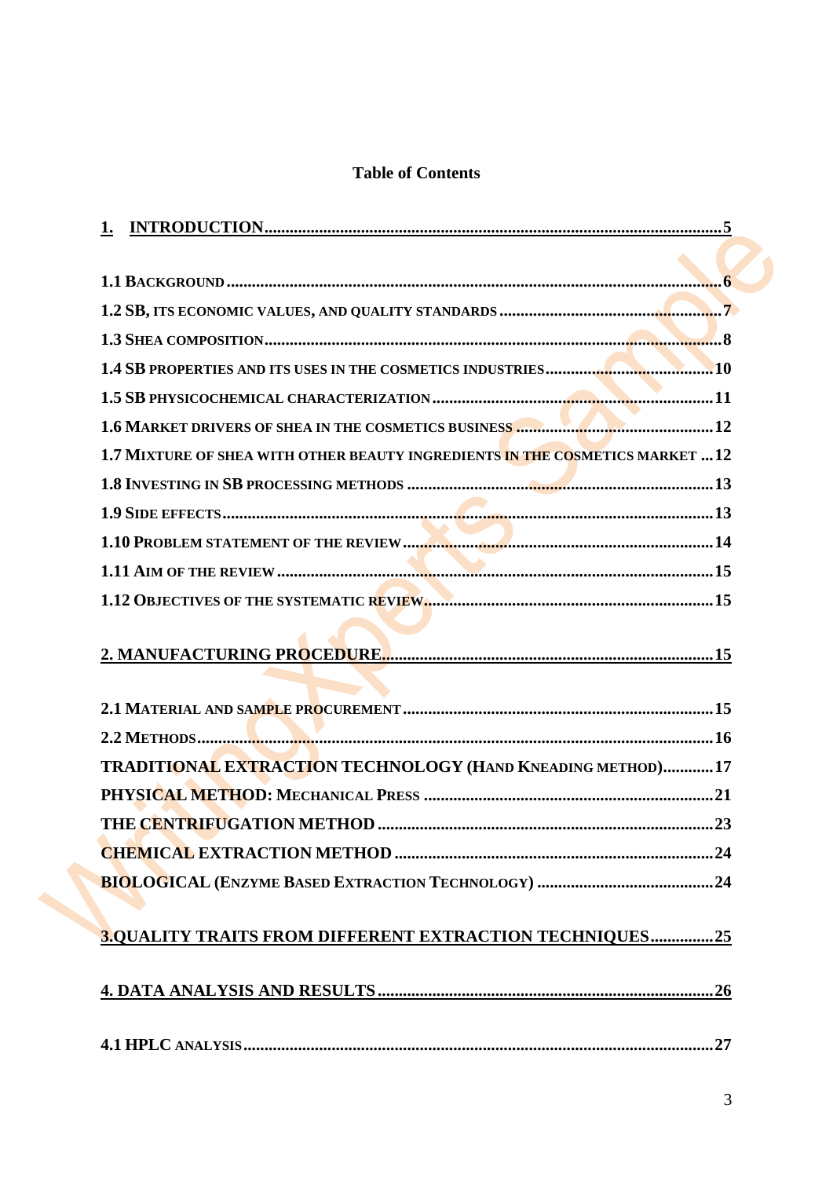# Table of Contents

1. INTRODUCTION ........ 5

1.1 BACKGROUND ........ 6
1.2 SB, ITS ECONOMIC VALUES, AND QUALITY STANDARDS ........ 7
1.3 SHEA COMPOSITION ........ 8
1.4 SB PROPERTIES AND ITS USES IN THE COSMETICS INDUSTRIES ........ 10
1.5 SB PHYSICOCHEMICAL CHARACTERIZATION ........ 11
1.6 MARKET DRIVERS OF SHEA IN THE COSMETICS BUSINESS ........ 12
1.7 MIXTURE OF SHEA WITH OTHER BEAUTY INGREDIENTS IN THE COSMETICS MARKET ... 12
1.8 INVESTING IN SB PROCESSING METHODS ........ 13
1.9 SIDE EFFECTS ........ 13
1.10 PROBLEM STATEMENT OF THE REVIEW ........ 14
1.11 AIM OF THE REVIEW ........ 15
1.12 OBJECTIVES OF THE SYSTEMATIC REVIEW ........ 15

2. MANUFACTURING PROCEDURE ........ 15

2.1 MATERIAL AND SAMPLE PROCUREMENT ........ 15
2.2 METHODS ........ 16
TRADITIONAL EXTRACTION TECHNOLOGY (HAND KNEADING METHOD) ........ 17
PHYSICAL METHOD: MECHANICAL PRESS ........ 21
THE CENTRIFUGATION METHOD ........ 23
CHEMICAL EXTRACTION METHOD ........ 24
BIOLOGICAL (ENZYME BASED EXTRACTION TECHNOLOGY) ........ 24

3.QUALITY TRAITS FROM DIFFERENT EXTRACTION TECHNIQUES ........ 25

4. DATA ANALYSIS AND RESULTS ........ 26

4.1 HPLC ANALYSIS ........ 27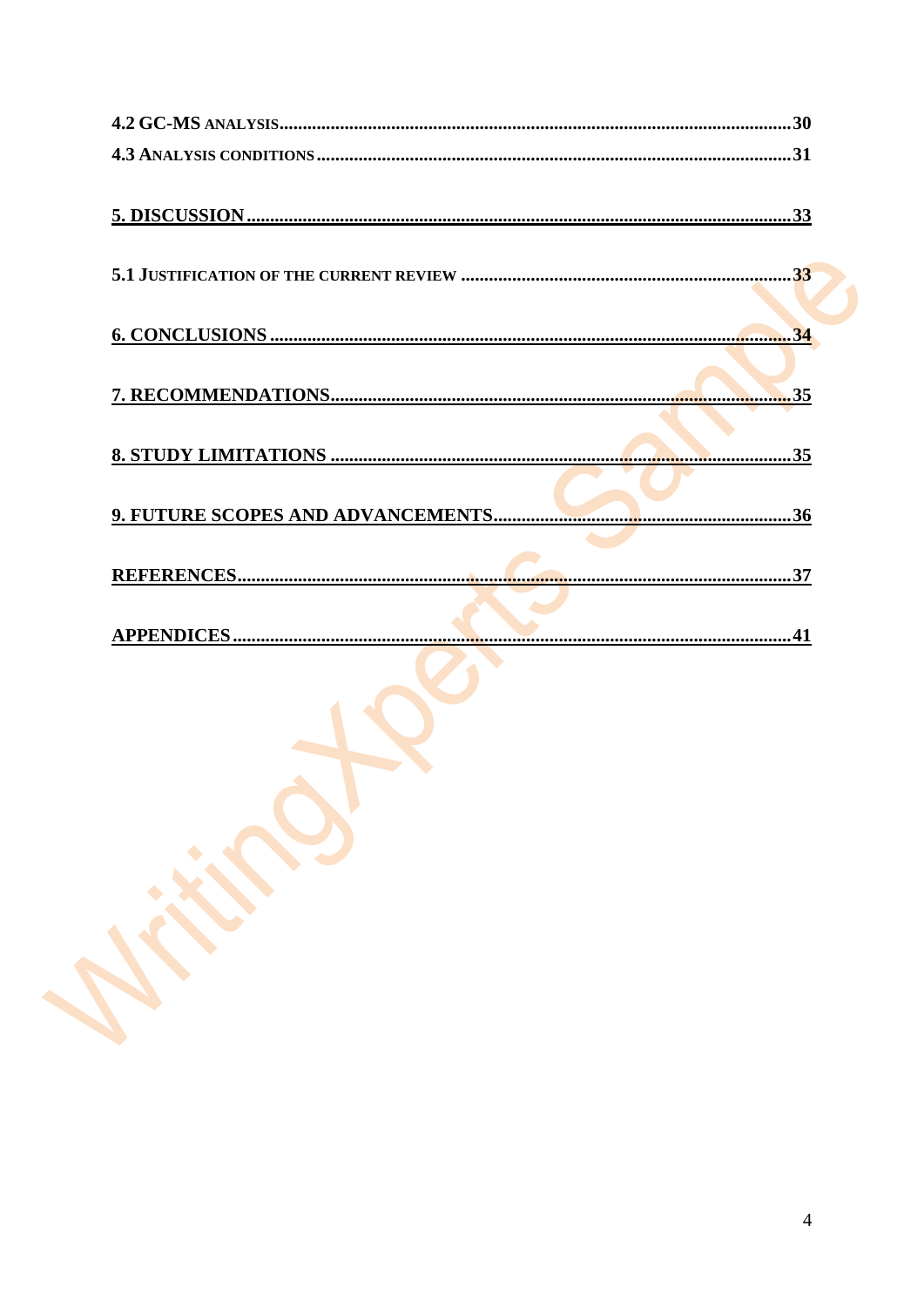**4.2 GC-MS ANALYSIS** .......................................................................................................... **30**
**4.3 ANALYSIS CONDITIONS** .................................................................................................. **31**

**5. DISCUSSION** ................................................................................................................ **33**

**5.1 JUSTIFICATION OF THE CURRENT REVIEW** ....................................................................... **33**

**6. CONCLUSIONS** .............................................................................................................. **34**

**7. RECOMMENDATIONS** ........................................................................................................ **35**

**8. STUDY LIMITATIONS** ........................................................................................................ **35**

**9. FUTURE SCOPES AND ADVANCEMENTS** .............................................................................. **36**

**REFERENCES** .................................................................................................................... **37**

**APPENDICES** ..................................................................................................................... **41**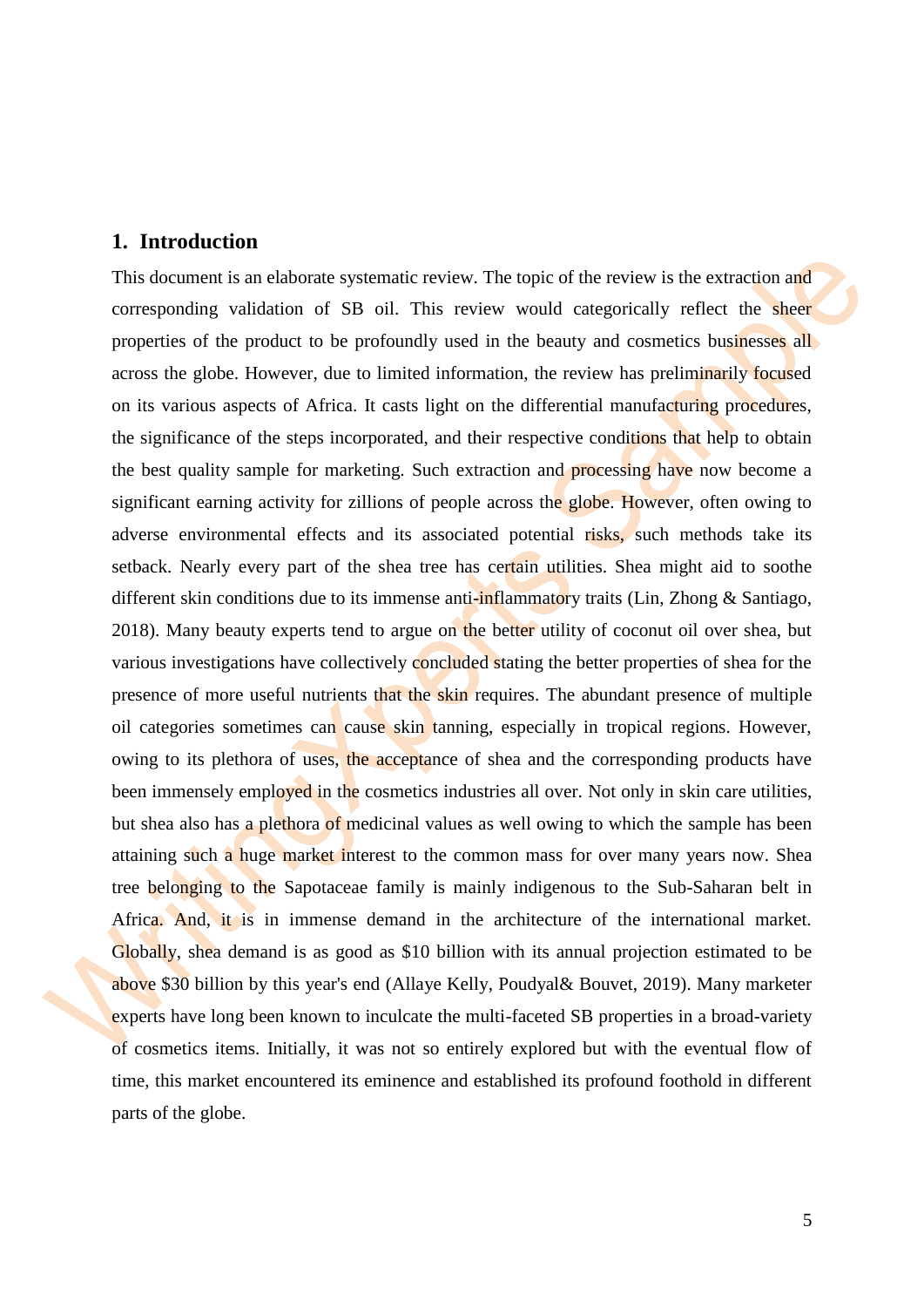## 1. Introduction

This document is an elaborate systematic review. The topic of the review is the extraction and corresponding validation of SB oil. This review would categorically reflect the sheer properties of the product to be profoundly used in the beauty and cosmetics businesses all across the globe. However, due to limited information, the review has preliminarily focused on its various aspects of Africa. It casts light on the differential manufacturing procedures, the significance of the steps incorporated, and their respective conditions that help to obtain the best quality sample for marketing. Such extraction and processing have now become a significant earning activity for zillions of people across the globe. However, often owing to adverse environmental effects and its associated potential risks, such methods take its setback. Nearly every part of the shea tree has certain utilities. Shea might aid to soothe different skin conditions due to its immense anti-inflammatory traits (Lin, Zhong & Santiago, 2018). Many beauty experts tend to argue on the better utility of coconut oil over shea, but various investigations have collectively concluded stating the better properties of shea for the presence of more useful nutrients that the skin requires. The abundant presence of multiple oil categories sometimes can cause skin tanning, especially in tropical regions. However, owing to its plethora of uses, the acceptance of shea and the corresponding products have been immensely employed in the cosmetics industries all over. Not only in skin care utilities, but shea also has a plethora of medicinal values as well owing to which the sample has been attaining such a huge market interest to the common mass for over many years now. Shea tree belonging to the Sapotaceae family is mainly indigenous to the Sub-Saharan belt in Africa. And, it is in immense demand in the architecture of the international market. Globally, shea demand is as good as $10 billion with its annual projection estimated to be above $30 billion by this year's end (Allaye Kelly, Poudyal& Bouvet, 2019). Many marketer experts have long been known to inculcate the multi-faceted SB properties in a broad-variety of cosmetics items. Initially, it was not so entirely explored but with the eventual flow of time, this market encountered its eminence and established its profound foothold in different parts of the globe.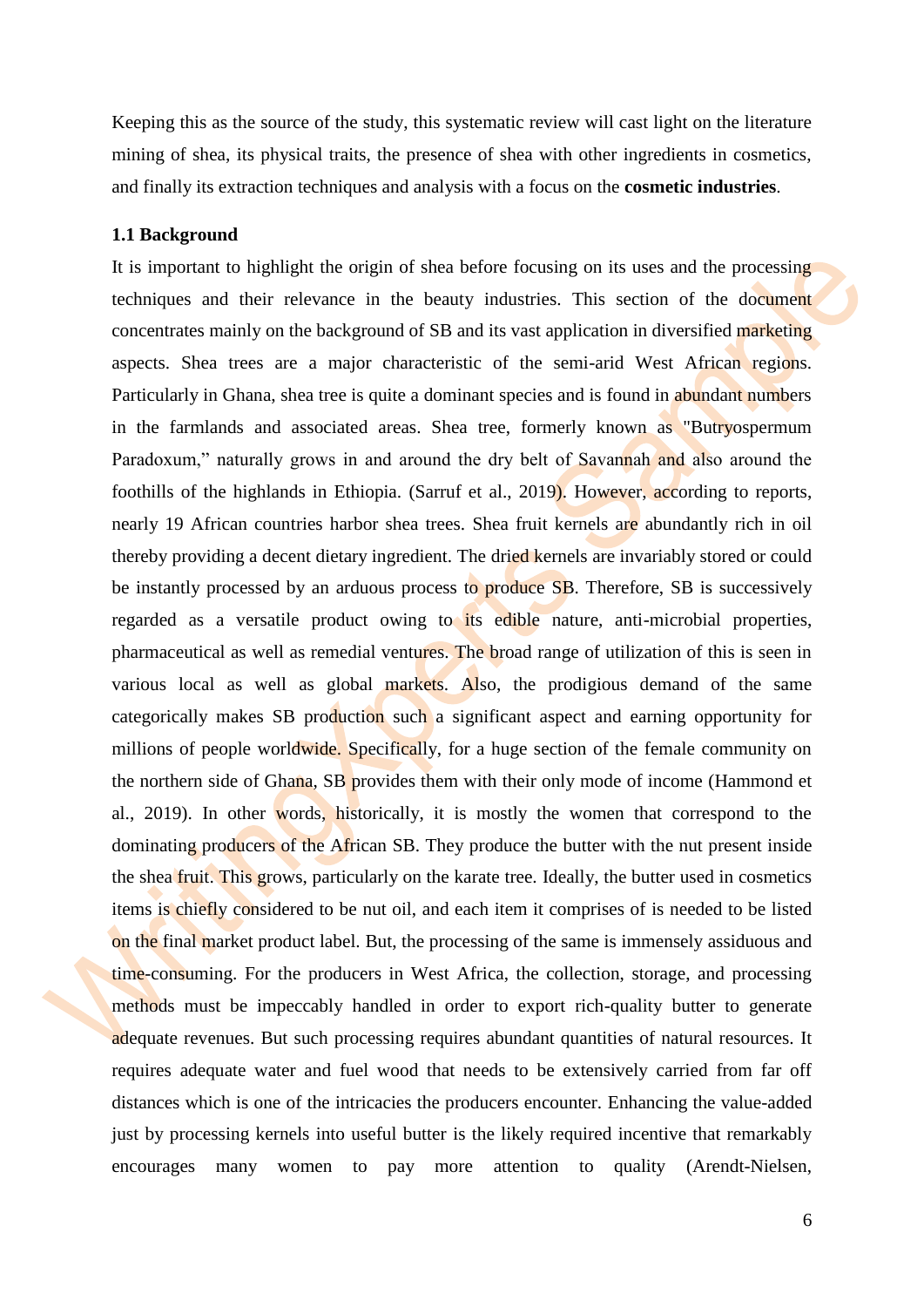Keeping this as the source of the study, this systematic review will cast light on the literature mining of shea, its physical traits, the presence of shea with other ingredients in cosmetics, and finally its extraction techniques and analysis with a focus on the **cosmetic industries**.

### 1.1 Background

It is important to highlight the origin of shea before focusing on its uses and the processing techniques and their relevance in the beauty industries. This section of the document concentrates mainly on the background of SB and its vast application in diversified marketing aspects. Shea trees are a major characteristic of the semi-arid West African regions. Particularly in Ghana, shea tree is quite a dominant species and is found in abundant numbers in the farmlands and associated areas. Shea tree, formerly known as "Butryospermum Paradoxum," naturally grows in and around the dry belt of Savannah and also around the foothills of the highlands in Ethiopia. (Sarruf et al., 2019). However, according to reports, nearly 19 African countries harbor shea trees. Shea fruit kernels are abundantly rich in oil thereby providing a decent dietary ingredient. The dried kernels are invariably stored or could be instantly processed by an arduous process to produce SB. Therefore, SB is successively regarded as a versatile product owing to its edible nature, anti-microbial properties, pharmaceutical as well as remedial ventures. The broad range of utilization of this is seen in various local as well as global markets. Also, the prodigious demand of the same categorically makes SB production such a significant aspect and earning opportunity for millions of people worldwide. Specifically, for a huge section of the female community on the northern side of Ghana, SB provides them with their only mode of income (Hammond et al., 2019). In other words, historically, it is mostly the women that correspond to the dominating producers of the African SB. They produce the butter with the nut present inside the shea fruit. This grows, particularly on the karate tree. Ideally, the butter used in cosmetics items is chiefly considered to be nut oil, and each item it comprises of is needed to be listed on the final market product label. But, the processing of the same is immensely assiduous and time-consuming. For the producers in West Africa, the collection, storage, and processing methods must be impeccably handled in order to export rich-quality butter to generate adequate revenues. But such processing requires abundant quantities of natural resources. It requires adequate water and fuel wood that needs to be extensively carried from far off distances which is one of the intricacies the producers encounter. Enhancing the value-added just by processing kernels into useful butter is the likely required incentive that remarkably encourages many women to pay more attention to quality (Arendt-Nielsen,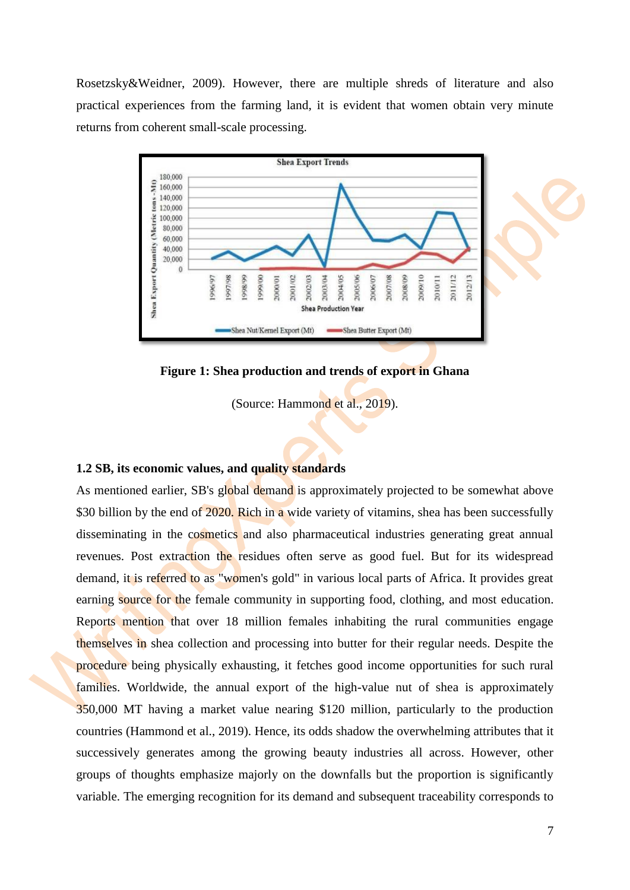Rosetzsky&Weidner, 2009). However, there are multiple shreds of literature and also practical experiences from the farming land, it is evident that women obtain very minute returns from coherent small-scale processing.

**Figure 1: Shea production and trends of export in Ghana**

(Source: Hammond et al., 2019).

### 1.2 SB, its economic values, and quality standards

As mentioned earlier, SB's global demand is approximately projected to be somewhat above \$30 billion by the end of 2020. Rich in a wide variety of vitamins, shea has been successfully disseminating in the cosmetics and also pharmaceutical industries generating great annual revenues. Post extraction the residues often serve as good fuel. But for its widespread demand, it is referred to as "women's gold" in various local parts of Africa. It provides great earning source for the female community in supporting food, clothing, and most education. Reports mention that over 18 million females inhabiting the rural communities engage themselves in shea collection and processing into butter for their regular needs. Despite the procedure being physically exhausting, it fetches good income opportunities for such rural families. Worldwide, the annual export of the high-value nut of shea is approximately 350,000 MT having a market value nearing \$120 million, particularly to the production countries (Hammond et al., 2019). Hence, its odds shadow the overwhelming attributes that it successively generates among the growing beauty industries all across. However, other groups of thoughts emphasize majorly on the downfalls but the proportion is significantly variable. The emerging recognition for its demand and subsequent traceability corresponds to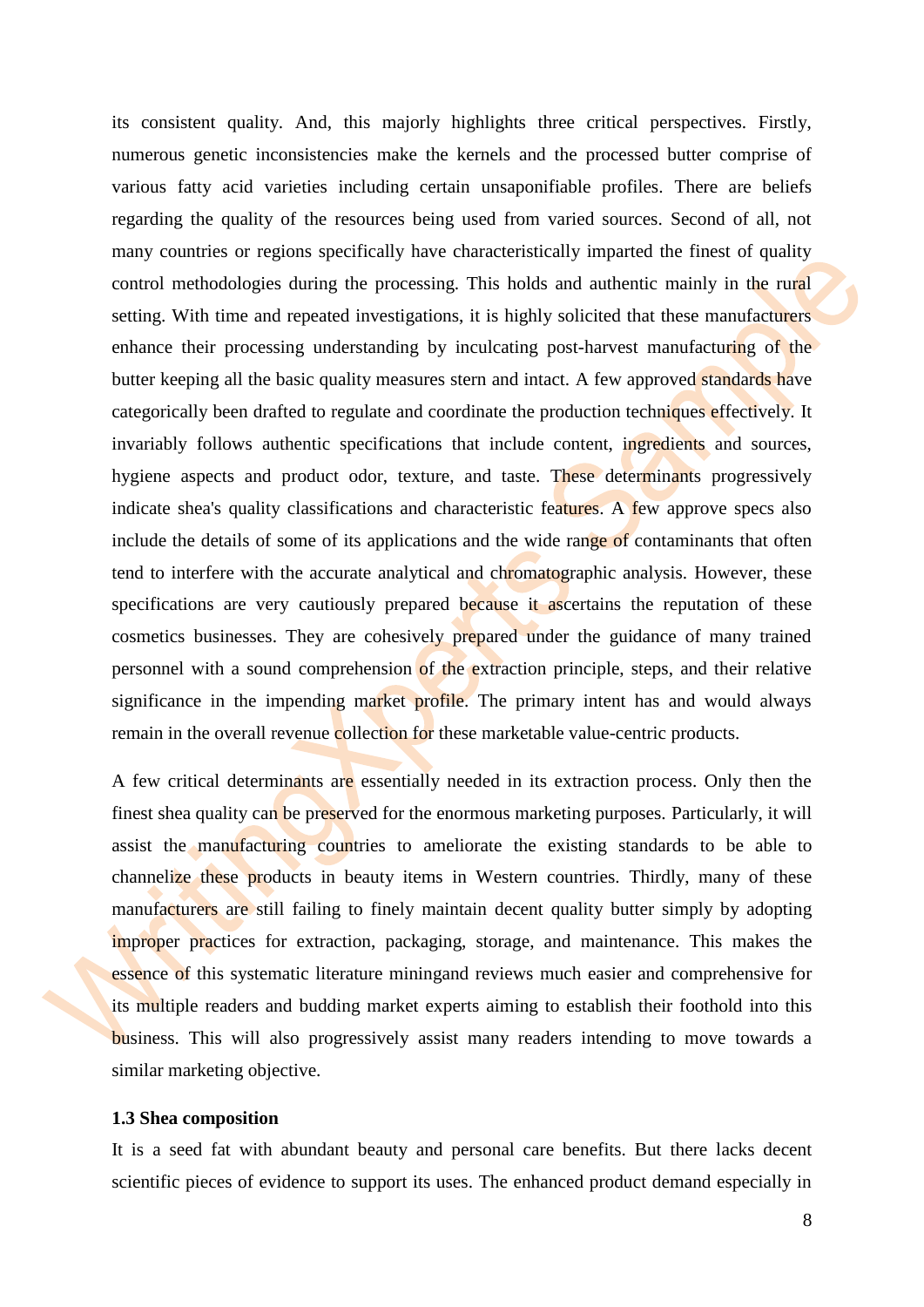its consistent quality. And, this majorly highlights three critical perspectives. Firstly, numerous genetic inconsistencies make the kernels and the processed butter comprise of various fatty acid varieties including certain unsaponifiable profiles. There are beliefs regarding the quality of the resources being used from varied sources. Second of all, not many countries or regions specifically have characteristically imparted the finest of quality control methodologies during the processing. This holds and authentic mainly in the rural setting. With time and repeated investigations, it is highly solicited that these manufacturers enhance their processing understanding by inculcating post-harvest manufacturing of the butter keeping all the basic quality measures stern and intact. A few approved standards have categorically been drafted to regulate and coordinate the production techniques effectively. It invariably follows authentic specifications that include content, ingredients and sources, hygiene aspects and product odor, texture, and taste. These determinants progressively indicate shea's quality classifications and characteristic features. A few approve specs also include the details of some of its applications and the wide range of contaminants that often tend to interfere with the accurate analytical and chromatographic analysis. However, these specifications are very cautiously prepared because it ascertains the reputation of these cosmetics businesses. They are cohesively prepared under the guidance of many trained personnel with a sound comprehension of the extraction principle, steps, and their relative significance in the impending market profile. The primary intent has and would always remain in the overall revenue collection for these marketable value-centric products.

A few critical determinants are essentially needed in its extraction process. Only then the finest shea quality can be preserved for the enormous marketing purposes. Particularly, it will assist the manufacturing countries to ameliorate the existing standards to be able to channelize these products in beauty items in Western countries. Thirdly, many of these manufacturers are still failing to finely maintain decent quality butter simply by adopting improper practices for extraction, packaging, storage, and maintenance. This makes the essence of this systematic literature miningand reviews much easier and comprehensive for its multiple readers and budding market experts aiming to establish their foothold into this business. This will also progressively assist many readers intending to move towards a similar marketing objective.

### 1.3 Shea composition

It is a seed fat with abundant beauty and personal care benefits. But there lacks decent scientific pieces of evidence to support its uses. The enhanced product demand especially in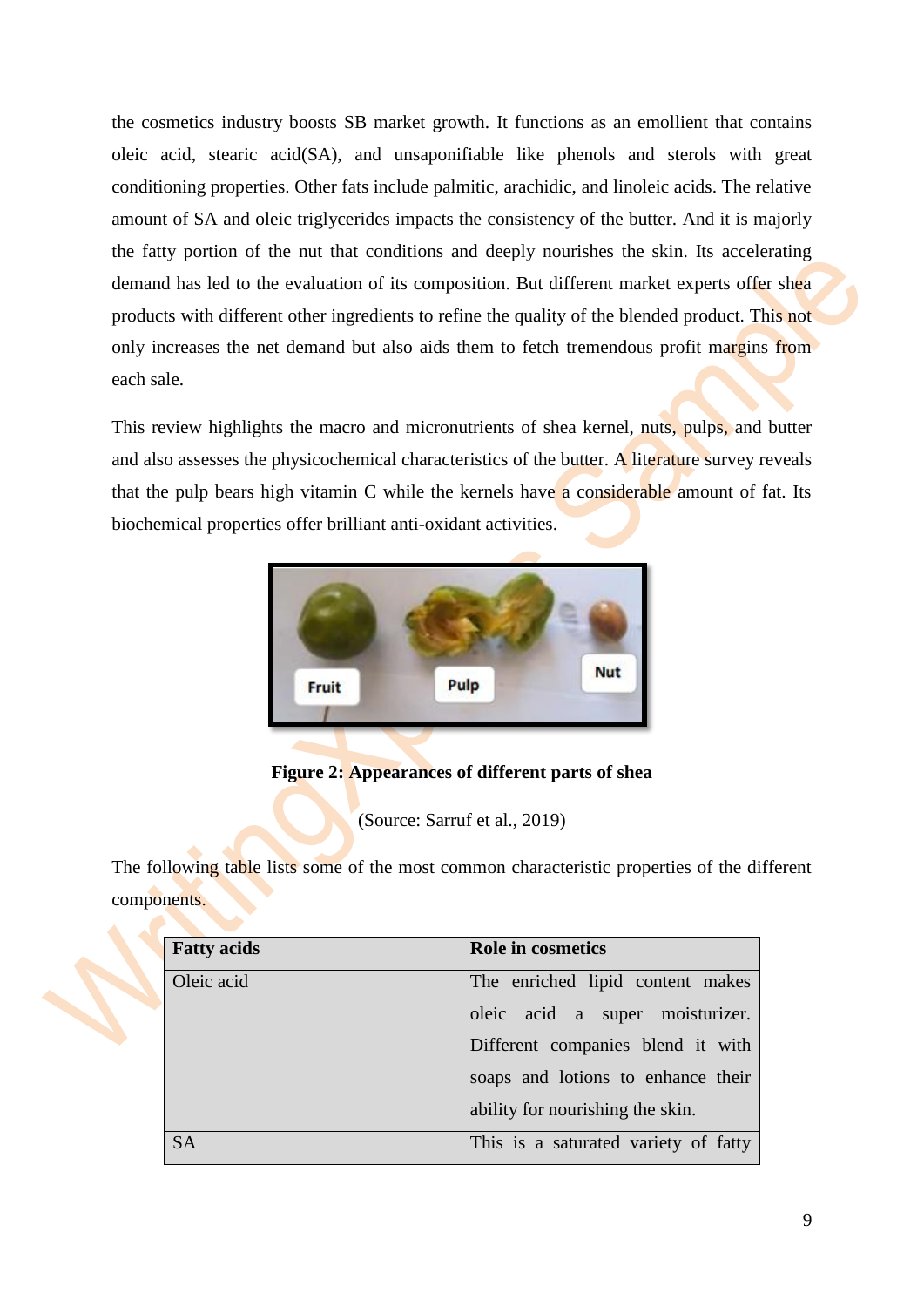the cosmetics industry boosts SB market growth. It functions as an emollient that contains oleic acid, stearic acid(SA), and unsaponifiable like phenols and sterols with great conditioning properties. Other fats include palmitic, arachidic, and linoleic acids. The relative amount of SA and oleic triglycerides impacts the consistency of the butter. And it is majorly the fatty portion of the nut that conditions and deeply nourishes the skin. Its accelerating demand has led to the evaluation of its composition. But different market experts offer shea products with different other ingredients to refine the quality of the blended product. This not only increases the net demand but also aids them to fetch tremendous profit margins from each sale.

This review highlights the macro and micronutrients of shea kernel, nuts, pulps, and butter and also assesses the physicochemical characteristics of the butter. A literature survey reveals that the pulp bears high vitamin C while the kernels have a considerable amount of fat. Its biochemical properties offer brilliant anti-oxidant activities.

**Figure 2: Appearances of different parts of shea**

(Source: Sarruf et al., 2019)

The following table lists some of the most common characteristic properties of the different components.

| **Fatty acids** | **Role in cosmetics** |
| --- | --- |
| Oleic acid | The enriched lipid content makes oleic acid a super moisturizer. Different companies blend it with soaps and lotions to enhance their ability for nourishing the skin. |
| SA | This is a saturated variety of fatty |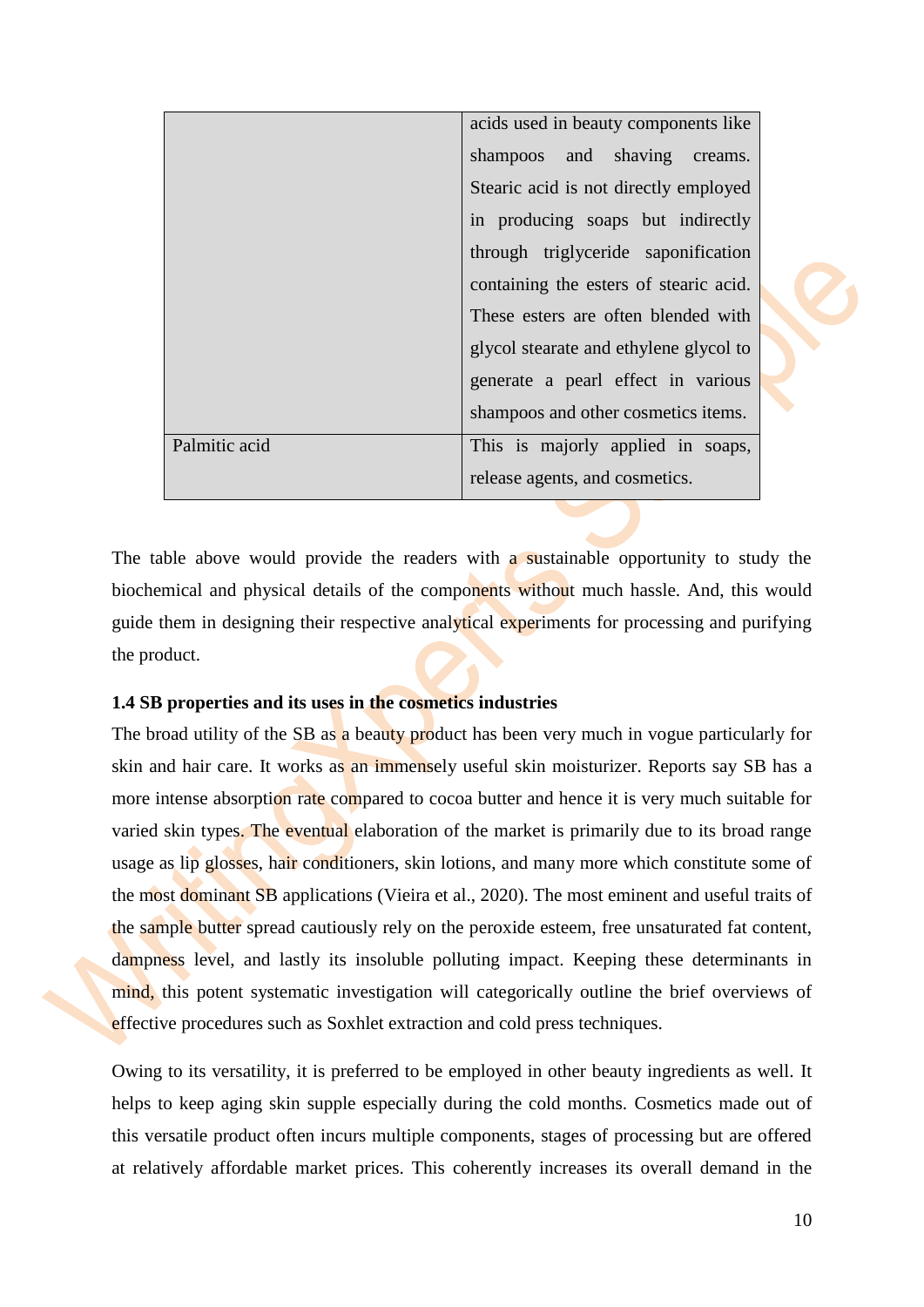| | |
|---|---|
| | acids used in beauty components like shampoos and shaving creams. Stearic acid is not directly employed in producing soaps but indirectly through triglyceride saponification containing the esters of stearic acid. These esters are often blended with glycol stearate and ethylene glycol to generate a pearl effect in various shampoos and other cosmetics items. |
| Palmitic acid | This is majorly applied in soaps, release agents, and cosmetics. |

The table above would provide the readers with a sustainable opportunity to study the biochemical and physical details of the components without much hassle. And, this would guide them in designing their respective analytical experiments for processing and purifying the product.

### 1.4 SB properties and its uses in the cosmetics industries

The broad utility of the SB as a beauty product has been very much in vogue particularly for skin and hair care. It works as an immensely useful skin moisturizer. Reports say SB has a more intense absorption rate compared to cocoa butter and hence it is very much suitable for varied skin types. The eventual elaboration of the market is primarily due to its broad range usage as lip glosses, hair conditioners, skin lotions, and many more which constitute some of the most dominant SB applications (Vieira et al., 2020). The most eminent and useful traits of the sample butter spread cautiously rely on the peroxide esteem, free unsaturated fat content, dampness level, and lastly its insoluble polluting impact. Keeping these determinants in mind, this potent systematic investigation will categorically outline the brief overviews of effective procedures such as Soxhlet extraction and cold press techniques.

Owing to its versatility, it is preferred to be employed in other beauty ingredients as well. It helps to keep aging skin supple especially during the cold months. Cosmetics made out of this versatile product often incurs multiple components, stages of processing but are offered at relatively affordable market prices. This coherently increases its overall demand in the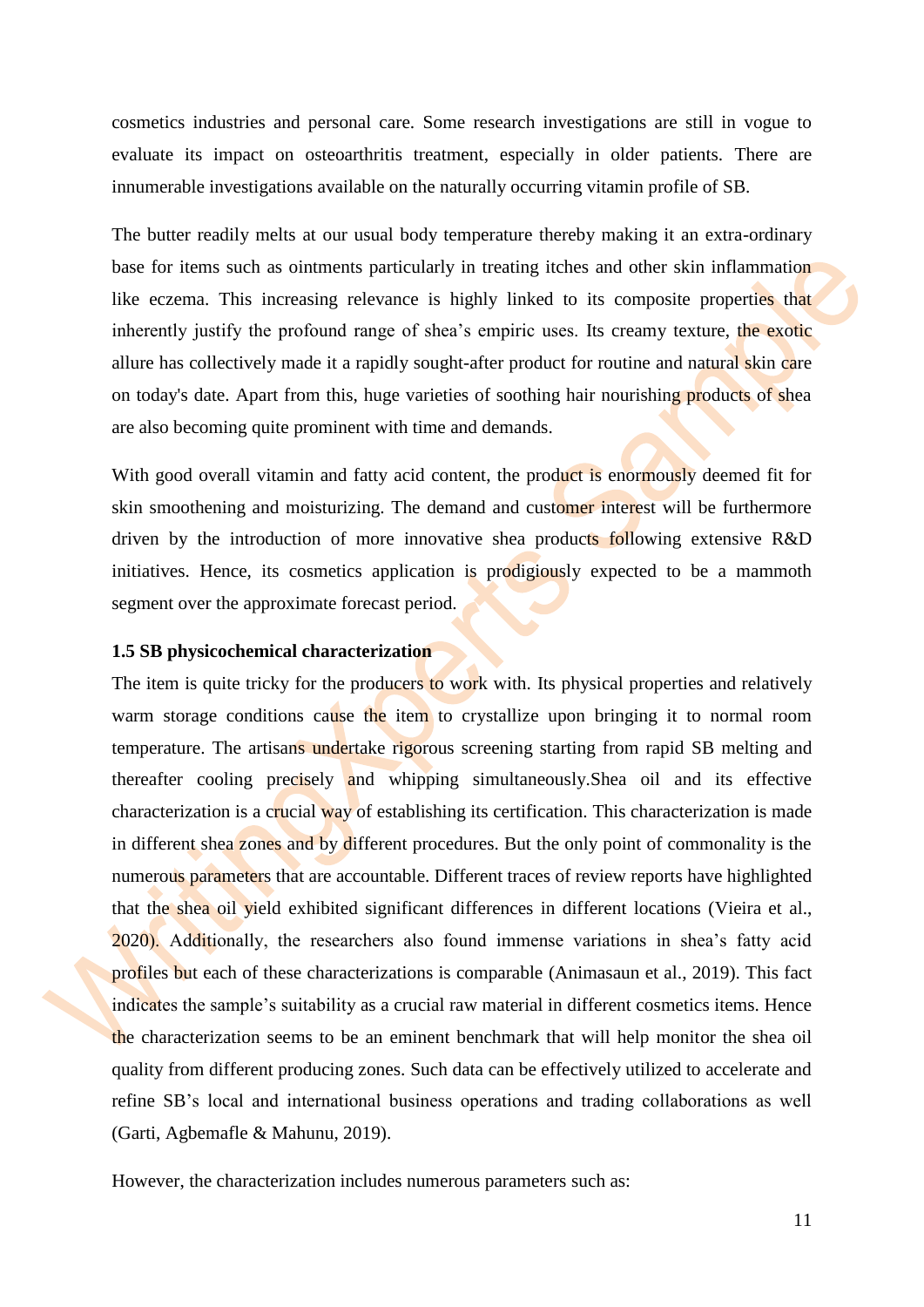cosmetics industries and personal care. Some research investigations are still in vogue to evaluate its impact on osteoarthritis treatment, especially in older patients. There are innumerable investigations available on the naturally occurring vitamin profile of SB.

The butter readily melts at our usual body temperature thereby making it an extra-ordinary base for items such as ointments particularly in treating itches and other skin inflammation like eczema. This increasing relevance is highly linked to its composite properties that inherently justify the profound range of shea's empiric uses. Its creamy texture, the exotic allure has collectively made it a rapidly sought-after product for routine and natural skin care on today's date. Apart from this, huge varieties of soothing hair nourishing products of shea are also becoming quite prominent with time and demands.

With good overall vitamin and fatty acid content, the product is enormously deemed fit for skin smoothening and moisturizing. The demand and customer interest will be furthermore driven by the introduction of more innovative shea products following extensive R&D initiatives. Hence, its cosmetics application is prodigiously expected to be a mammoth segment over the approximate forecast period.

**1.5 SB physicochemical characterization**

The item is quite tricky for the producers to work with. Its physical properties and relatively warm storage conditions cause the item to crystallize upon bringing it to normal room temperature. The artisans undertake rigorous screening starting from rapid SB melting and thereafter cooling precisely and whipping simultaneously.Shea oil and its effective characterization is a crucial way of establishing its certification. This characterization is made in different shea zones and by different procedures. But the only point of commonality is the numerous parameters that are accountable. Different traces of review reports have highlighted that the shea oil yield exhibited significant differences in different locations (Vieira et al., 2020). Additionally, the researchers also found immense variations in shea's fatty acid profiles but each of these characterizations is comparable (Animasaun et al., 2019). This fact indicates the sample's suitability as a crucial raw material in different cosmetics items. Hence the characterization seems to be an eminent benchmark that will help monitor the shea oil quality from different producing zones. Such data can be effectively utilized to accelerate and refine SB's local and international business operations and trading collaborations as well (Garti, Agbemafle & Mahunu, 2019).

However, the characterization includes numerous parameters such as: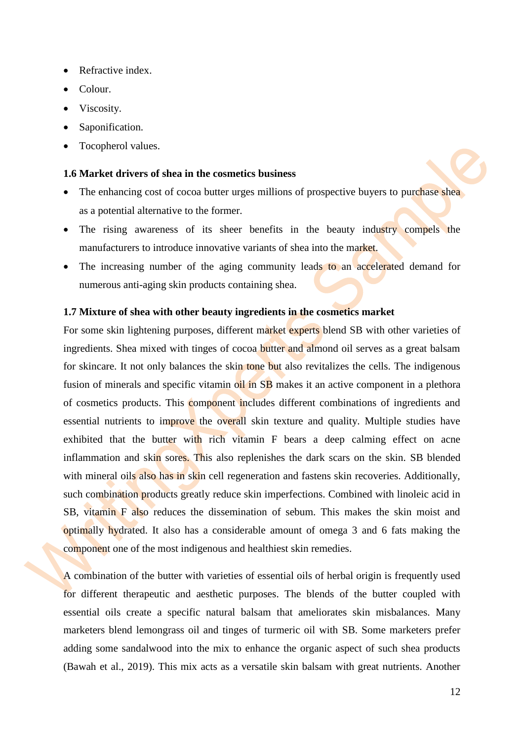- Refractive index.
- Colour.
- Viscosity.
- Saponification.
- Tocopherol values.

**1.6 Market drivers of shea in the cosmetics business**

- The enhancing cost of cocoa butter urges millions of prospective buyers to purchase shea as a potential alternative to the former.
- The rising awareness of its sheer benefits in the beauty industry compels the manufacturers to introduce innovative variants of shea into the market.
- The increasing number of the aging community leads to an accelerated demand for numerous anti-aging skin products containing shea.

**1.7 Mixture of shea with other beauty ingredients in the cosmetics market**

For some skin lightening purposes, different market experts blend SB with other varieties of ingredients. Shea mixed with tinges of cocoa butter and almond oil serves as a great balsam for skincare. It not only balances the skin tone but also revitalizes the cells. The indigenous fusion of minerals and specific vitamin oil in SB makes it an active component in a plethora of cosmetics products. This component includes different combinations of ingredients and essential nutrients to improve the overall skin texture and quality. Multiple studies have exhibited that the butter with rich vitamin F bears a deep calming effect on acne inflammation and skin sores. This also replenishes the dark scars on the skin. SB blended with mineral oils also has in skin cell regeneration and fastens skin recoveries. Additionally, such combination products greatly reduce skin imperfections. Combined with linoleic acid in SB, vitamin F also reduces the dissemination of sebum. This makes the skin moist and optimally hydrated. It also has a considerable amount of omega 3 and 6 fats making the component one of the most indigenous and healthiest skin remedies.

A combination of the butter with varieties of essential oils of herbal origin is frequently used for different therapeutic and aesthetic purposes. The blends of the butter coupled with essential oils create a specific natural balsam that ameliorates skin misbalances. Many marketers blend lemongrass oil and tinges of turmeric oil with SB. Some marketers prefer adding some sandalwood into the mix to enhance the organic aspect of such shea products (Bawah et al., 2019). This mix acts as a versatile skin balsam with great nutrients. Another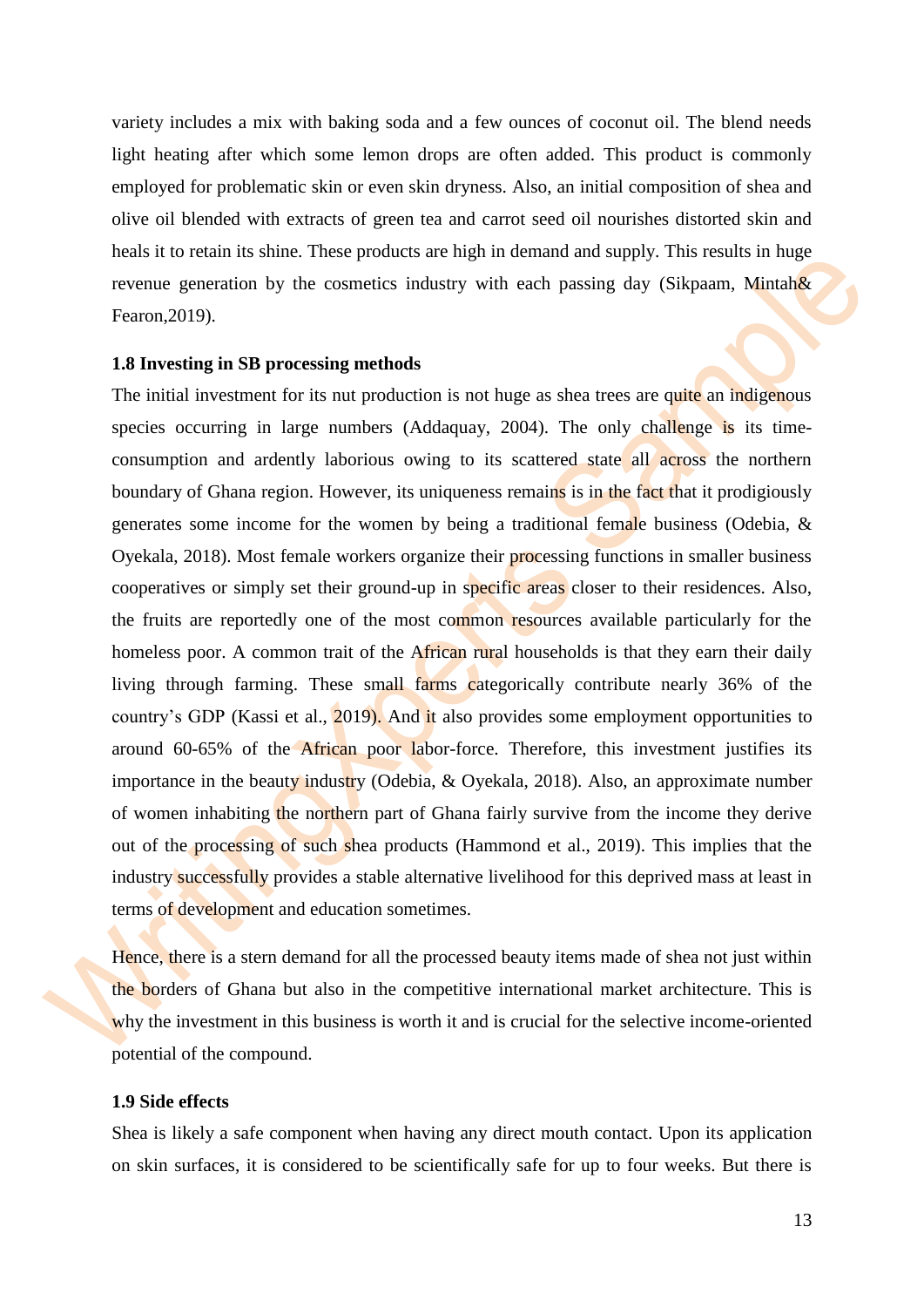variety includes a mix with baking soda and a few ounces of coconut oil. The blend needs light heating after which some lemon drops are often added. This product is commonly employed for problematic skin or even skin dryness. Also, an initial composition of shea and olive oil blended with extracts of green tea and carrot seed oil nourishes distorted skin and heals it to retain its shine. These products are high in demand and supply. This results in huge revenue generation by the cosmetics industry with each passing day (Sikpaam, Mintah& Fearon,2019).

### 1.8 Investing in SB processing methods

The initial investment for its nut production is not huge as shea trees are quite an indigenous species occurring in large numbers (Addaquay, 2004). The only challenge is its time-consumption and ardently laborious owing to its scattered state all across the northern boundary of Ghana region. However, its uniqueness remains is in the fact that it prodigiously generates some income for the women by being a traditional female business (Odebia, & Oyekala, 2018). Most female workers organize their processing functions in smaller business cooperatives or simply set their ground-up in specific areas closer to their residences. Also, the fruits are reportedly one of the most common resources available particularly for the homeless poor. A common trait of the African rural households is that they earn their daily living through farming. These small farms categorically contribute nearly 36% of the country's GDP (Kassi et al., 2019). And it also provides some employment opportunities to around 60-65% of the African poor labor-force. Therefore, this investment justifies its importance in the beauty industry (Odebia, & Oyekala, 2018). Also, an approximate number of women inhabiting the northern part of Ghana fairly survive from the income they derive out of the processing of such shea products (Hammond et al., 2019). This implies that the industry successfully provides a stable alternative livelihood for this deprived mass at least in terms of development and education sometimes.

Hence, there is a stern demand for all the processed beauty items made of shea not just within the borders of Ghana but also in the competitive international market architecture. This is why the investment in this business is worth it and is crucial for the selective income-oriented potential of the compound.

### 1.9 Side effects

Shea is likely a safe component when having any direct mouth contact. Upon its application on skin surfaces, it is considered to be scientifically safe for up to four weeks. But there is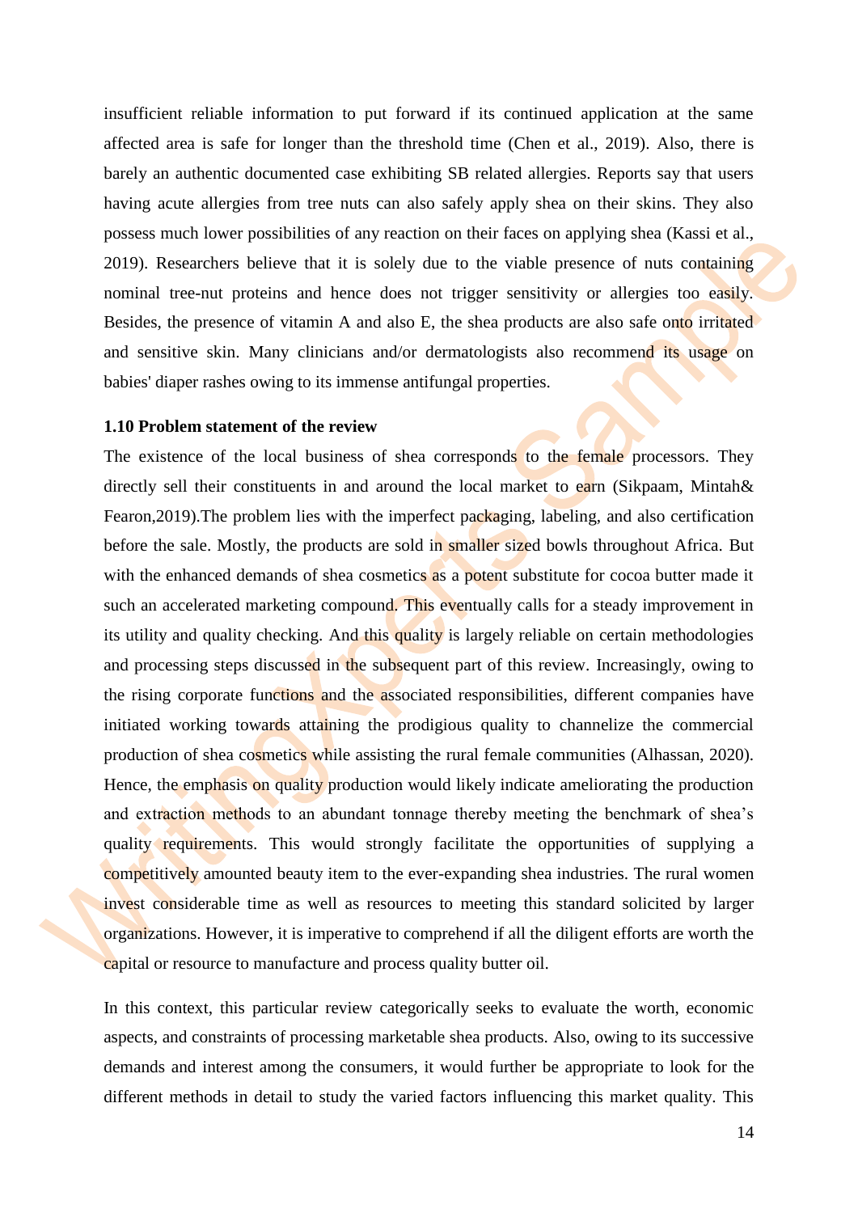insufficient reliable information to put forward if its continued application at the same affected area is safe for longer than the threshold time (Chen et al., 2019). Also, there is barely an authentic documented case exhibiting SB related allergies. Reports say that users having acute allergies from tree nuts can also safely apply shea on their skins. They also possess much lower possibilities of any reaction on their faces on applying shea (Kassi et al., 2019). Researchers believe that it is solely due to the viable presence of nuts containing nominal tree-nut proteins and hence does not trigger sensitivity or allergies too easily. Besides, the presence of vitamin A and also E, the shea products are also safe onto irritated and sensitive skin. Many clinicians and/or dermatologists also recommend its usage on babies' diaper rashes owing to its immense antifungal properties.

### 1.10 Problem statement of the review

The existence of the local business of shea corresponds to the female processors. They directly sell their constituents in and around the local market to earn (Sikpaam, Mintah& Fearon,2019).The problem lies with the imperfect packaging, labeling, and also certification before the sale. Mostly, the products are sold in smaller sized bowls throughout Africa. But with the enhanced demands of shea cosmetics as a potent substitute for cocoa butter made it such an accelerated marketing compound. This eventually calls for a steady improvement in its utility and quality checking. And this quality is largely reliable on certain methodologies and processing steps discussed in the subsequent part of this review. Increasingly, owing to the rising corporate functions and the associated responsibilities, different companies have initiated working towards attaining the prodigious quality to channelize the commercial production of shea cosmetics while assisting the rural female communities (Alhassan, 2020). Hence, the emphasis on quality production would likely indicate ameliorating the production and extraction methods to an abundant tonnage thereby meeting the benchmark of shea's quality requirements. This would strongly facilitate the opportunities of supplying a competitively amounted beauty item to the ever-expanding shea industries. The rural women invest considerable time as well as resources to meeting this standard solicited by larger organizations. However, it is imperative to comprehend if all the diligent efforts are worth the capital or resource to manufacture and process quality butter oil.

In this context, this particular review categorically seeks to evaluate the worth, economic aspects, and constraints of processing marketable shea products. Also, owing to its successive demands and interest among the consumers, it would further be appropriate to look for the different methods in detail to study the varied factors influencing this market quality. This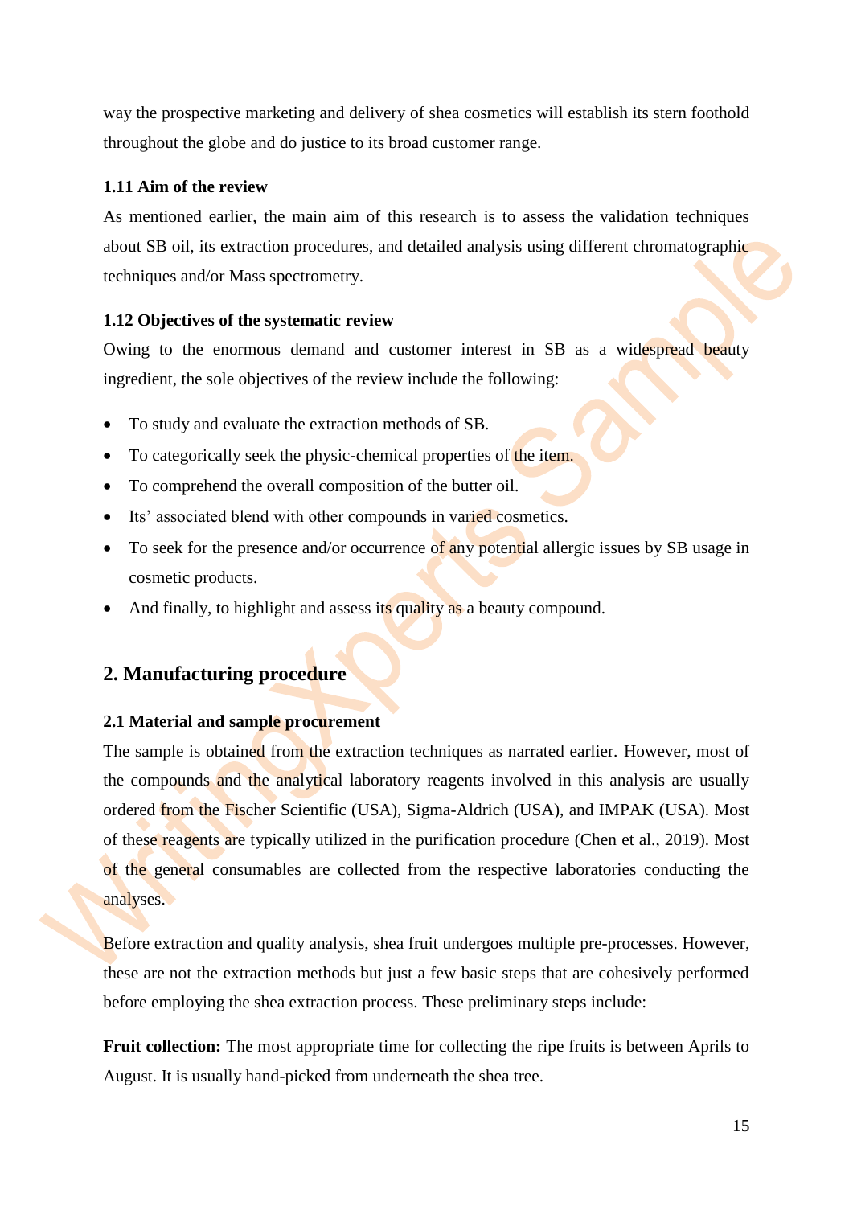way the prospective marketing and delivery of shea cosmetics will establish its stern foothold throughout the globe and do justice to its broad customer range.

### 1.11 Aim of the review

As mentioned earlier, the main aim of this research is to assess the validation techniques about SB oil, its extraction procedures, and detailed analysis using different chromatographic techniques and/or Mass spectrometry.

### 1.12 Objectives of the systematic review

Owing to the enormous demand and customer interest in SB as a widespread beauty ingredient, the sole objectives of the review include the following:

- To study and evaluate the extraction methods of SB.
- To categorically seek the physic-chemical properties of the item.
- To comprehend the overall composition of the butter oil.
- Its' associated blend with other compounds in varied cosmetics.
- To seek for the presence and/or occurrence of any potential allergic issues by SB usage in cosmetic products.
- And finally, to highlight and assess its quality as a beauty compound.

## 2. Manufacturing procedure

### 2.1 Material and sample procurement

The sample is obtained from the extraction techniques as narrated earlier. However, most of the compounds and the analytical laboratory reagents involved in this analysis are usually ordered from the Fischer Scientific (USA), Sigma-Aldrich (USA), and IMPAK (USA). Most of these reagents are typically utilized in the purification procedure (Chen et al., 2019). Most of the general consumables are collected from the respective laboratories conducting the analyses.

Before extraction and quality analysis, shea fruit undergoes multiple pre-processes. However, these are not the extraction methods but just a few basic steps that are cohesively performed before employing the shea extraction process. These preliminary steps include:

**Fruit collection:** The most appropriate time for collecting the ripe fruits is between Aprils to August. It is usually hand-picked from underneath the shea tree.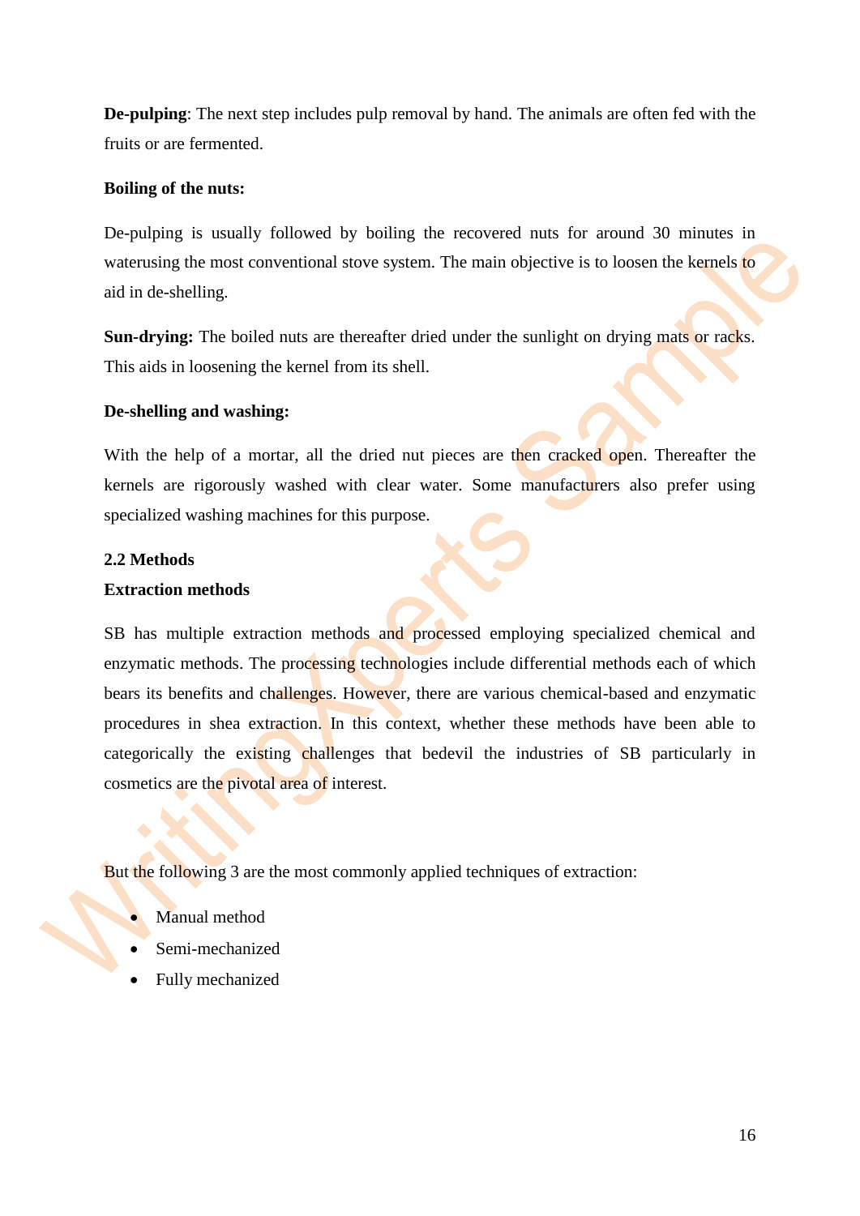**De-pulping**: The next step includes pulp removal by hand. The animals are often fed with the fruits or are fermented.

**Boiling of the nuts:**

De-pulping is usually followed by boiling the recovered nuts for around 30 minutes in waterusing the most conventional stove system. The main objective is to loosen the kernels to aid in de-shelling.

**Sun-drying:** The boiled nuts are thereafter dried under the sunlight on drying mats or racks. This aids in loosening the kernel from its shell.

**De-shelling and washing:**

With the help of a mortar, all the dried nut pieces are then cracked open. Thereafter the kernels are rigorously washed with clear water. Some manufacturers also prefer using specialized washing machines for this purpose.

**2.2 Methods**

**Extraction methods**

SB has multiple extraction methods and processed employing specialized chemical and enzymatic methods. The processing technologies include differential methods each of which bears its benefits and challenges. However, there are various chemical-based and enzymatic procedures in shea extraction. In this context, whether these methods have been able to categorically the existing challenges that bedevil the industries of SB particularly in cosmetics are the pivotal area of interest.

But the following 3 are the most commonly applied techniques of extraction:

- Manual method
- Semi-mechanized
- Fully mechanized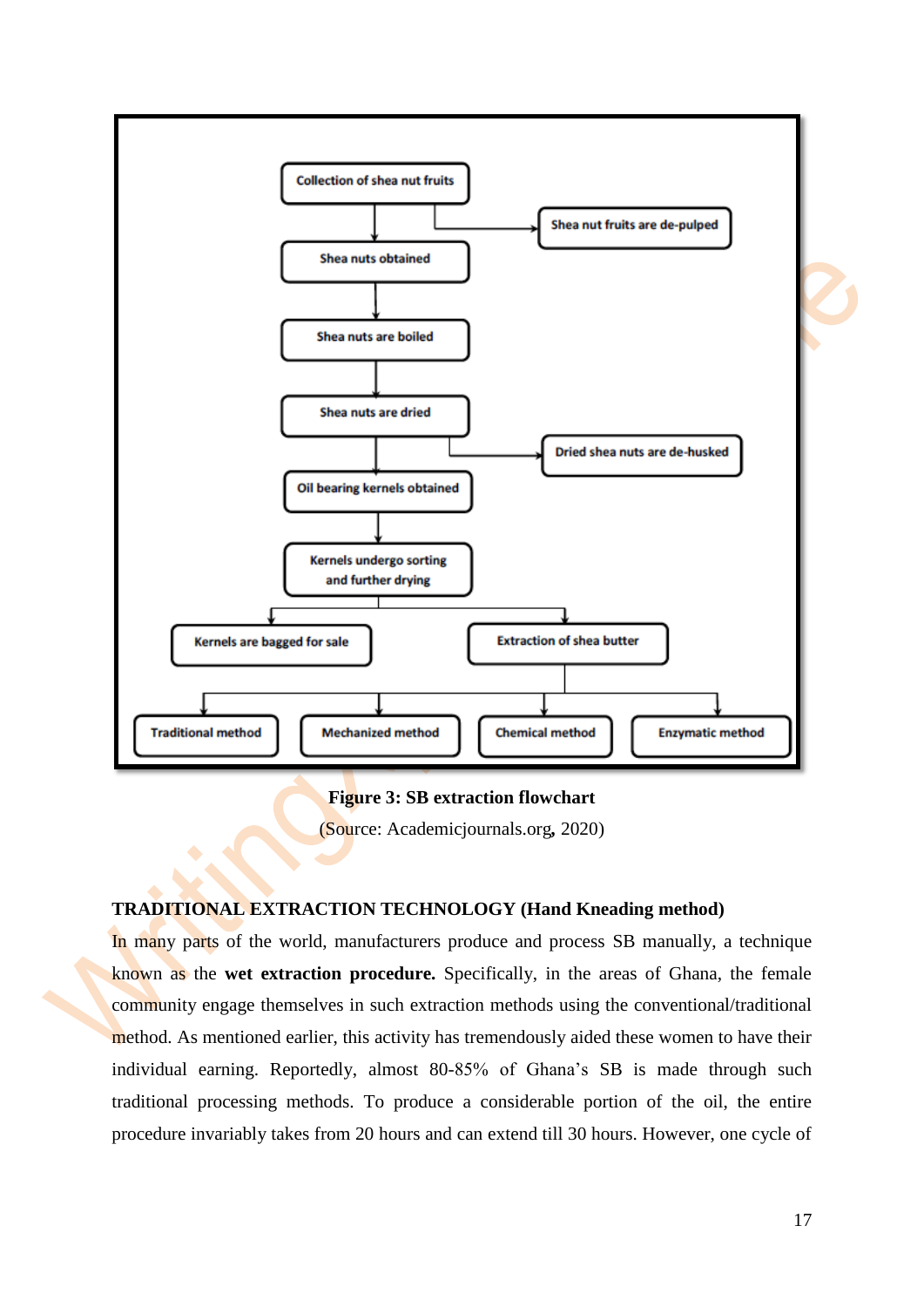Collection of shea nut fruits → Shea nut fruits are de-pulped

Shea nuts obtained

Shea nuts are boiled

Shea nuts are dried → Dried shea nuts are de-husked

Oil bearing kernels obtained

Kernels undergo sorting and further drying

Kernels are bagged for sale | Extraction of shea butter

Traditional method | Mechanized method | Chemical method | Enzymatic method

**Figure 3: SB extraction flowchart**

(Source: Academicjournals.org, 2020)

**TRADITIONAL EXTRACTION TECHNOLOGY (Hand Kneading method)**

In many parts of the world, manufacturers produce and process SB manually, a technique known as the **wet extraction procedure.** Specifically, in the areas of Ghana, the female community engage themselves in such extraction methods using the conventional/traditional method. As mentioned earlier, this activity has tremendously aided these women to have their individual earning. Reportedly, almost 80-85% of Ghana's SB is made through such traditional processing methods. To produce a considerable portion of the oil, the entire procedure invariably takes from 20 hours and can extend till 30 hours. However, one cycle of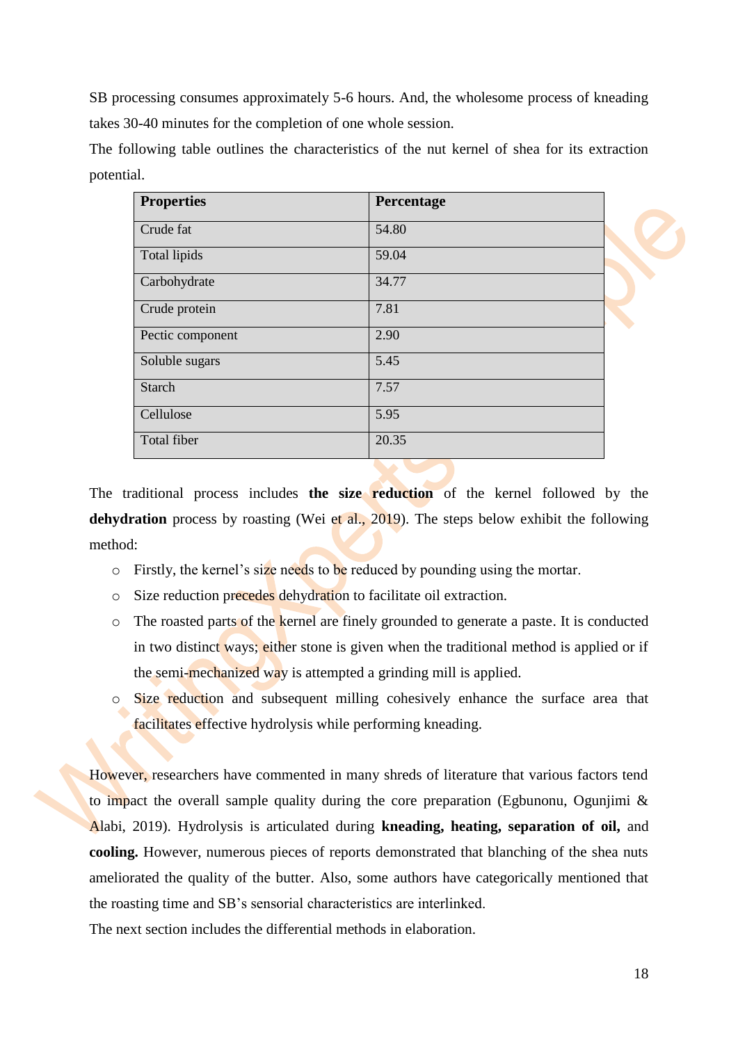SB processing consumes approximately 5-6 hours. And, the wholesome process of kneading takes 30-40 minutes for the completion of one whole session.

The following table outlines the characteristics of the nut kernel of shea for its extraction potential.

| **Properties** | **Percentage** |
|---|---|
| Crude fat | 54.80 |
| Total lipids | 59.04 |
| Carbohydrate | 34.77 |
| Crude protein | 7.81 |
| Pectic component | 2.90 |
| Soluble sugars | 5.45 |
| Starch | 7.57 |
| Cellulose | 5.95 |
| Total fiber | 20.35 |

The traditional process includes **the size reduction** of the kernel followed by the **dehydration** process by roasting (Wei et al., 2019). The steps below exhibit the following method:

- Firstly, the kernel's size needs to be reduced by pounding using the mortar.
- Size reduction precedes dehydration to facilitate oil extraction.
- The roasted parts of the kernel are finely grounded to generate a paste. It is conducted in two distinct ways; either stone is given when the traditional method is applied or if the semi-mechanized way is attempted a grinding mill is applied.
- Size reduction and subsequent milling cohesively enhance the surface area that facilitates effective hydrolysis while performing kneading.

However, researchers have commented in many shreds of literature that various factors tend to impact the overall sample quality during the core preparation (Egbunonu, Ogunjimi & Alabi, 2019). Hydrolysis is articulated during **kneading, heating, separation of oil,** and **cooling.** However, numerous pieces of reports demonstrated that blanching of the shea nuts ameliorated the quality of the butter. Also, some authors have categorically mentioned that the roasting time and SB's sensorial characteristics are interlinked.

The next section includes the differential methods in elaboration.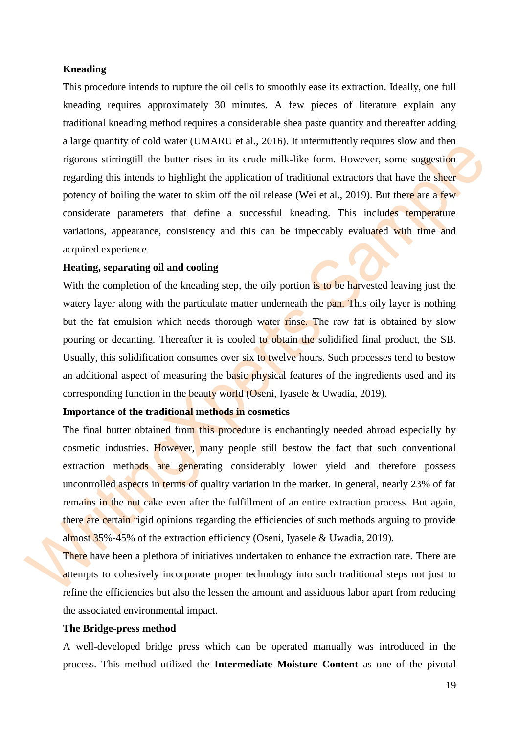**Kneading**

This procedure intends to rupture the oil cells to smoothly ease its extraction. Ideally, one full kneading requires approximately 30 minutes. A few pieces of literature explain any traditional kneading method requires a considerable shea paste quantity and thereafter adding a large quantity of cold water (UMARU et al., 2016). It intermittently requires slow and then rigorous stirringtill the butter rises in its crude milk-like form. However, some suggestion regarding this intends to highlight the application of traditional extractors that have the sheer potency of boiling the water to skim off the oil release (Wei et al., 2019). But there are a few considerate parameters that define a successful kneading. This includes temperature variations, appearance, consistency and this can be impeccably evaluated with time and acquired experience.

**Heating, separating oil and cooling**

With the completion of the kneading step, the oily portion is to be harvested leaving just the watery layer along with the particulate matter underneath the pan. This oily layer is nothing but the fat emulsion which needs thorough water rinse. The raw fat is obtained by slow pouring or decanting. Thereafter it is cooled to obtain the solidified final product, the SB. Usually, this solidification consumes over six to twelve hours. Such processes tend to bestow an additional aspect of measuring the basic physical features of the ingredients used and its corresponding function in the beauty world (Oseni, Iyasele & Uwadia, 2019).

**Importance of the traditional methods in cosmetics**

The final butter obtained from this procedure is enchantingly needed abroad especially by cosmetic industries. However, many people still bestow the fact that such conventional extraction methods are generating considerably lower yield and therefore possess uncontrolled aspects in terms of quality variation in the market. In general, nearly 23% of fat remains in the nut cake even after the fulfillment of an entire extraction process. But again, there are certain rigid opinions regarding the efficiencies of such methods arguing to provide almost 35%-45% of the extraction efficiency (Oseni, Iyasele & Uwadia, 2019).

There have been a plethora of initiatives undertaken to enhance the extraction rate. There are attempts to cohesively incorporate proper technology into such traditional steps not just to refine the efficiencies but also the lessen the amount and assiduous labor apart from reducing the associated environmental impact.

**The Bridge-press method**

A well-developed bridge press which can be operated manually was introduced in the process. This method utilized the **Intermediate Moisture Content** as one of the pivotal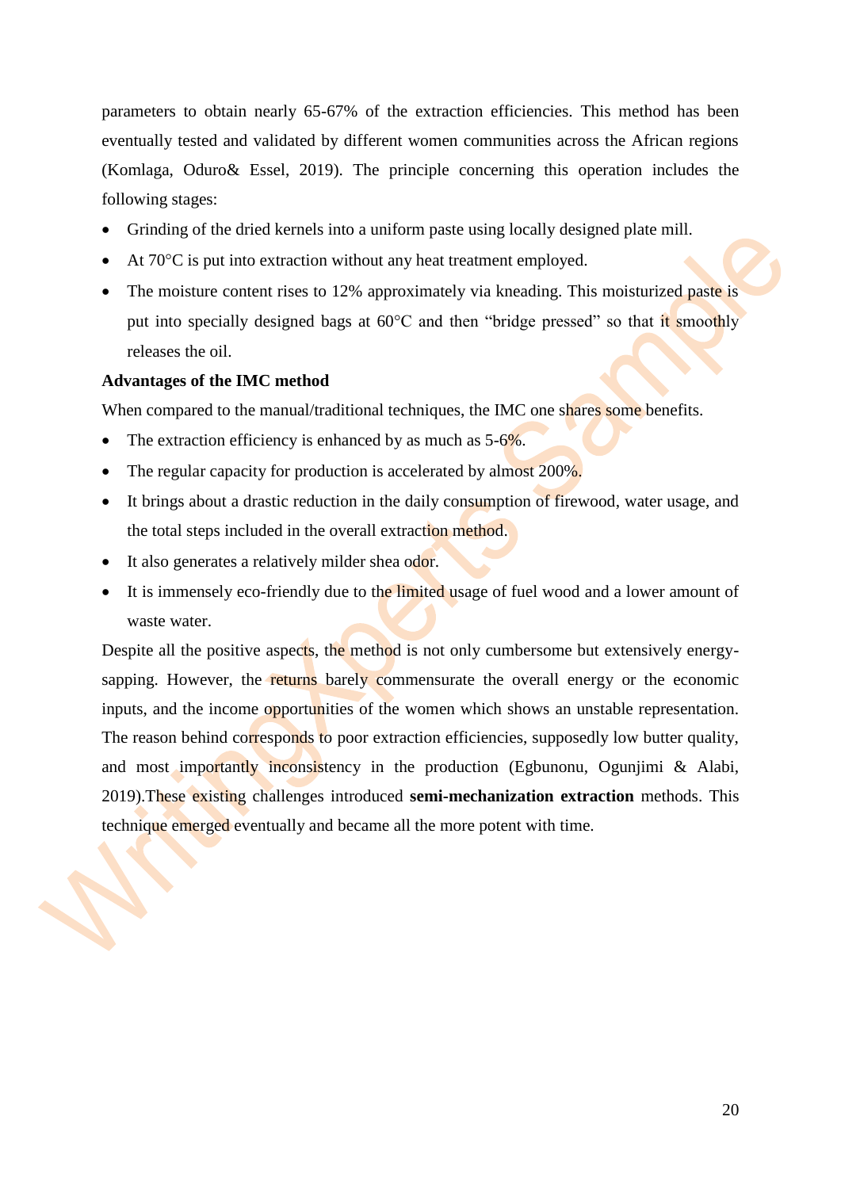parameters to obtain nearly 65-67% of the extraction efficiencies. This method has been eventually tested and validated by different women communities across the African regions (Komlaga, Oduro& Essel, 2019). The principle concerning this operation includes the following stages:

- Grinding of the dried kernels into a uniform paste using locally designed plate mill.
- At 70°C is put into extraction without any heat treatment employed.
- The moisture content rises to 12% approximately via kneading. This moisturized paste is put into specially designed bags at 60°C and then "bridge pressed" so that it smoothly releases the oil.

**Advantages of the IMC method**

When compared to the manual/traditional techniques, the IMC one shares some benefits.

- The extraction efficiency is enhanced by as much as 5-6%.
- The regular capacity for production is accelerated by almost 200%.
- It brings about a drastic reduction in the daily consumption of firewood, water usage, and the total steps included in the overall extraction method.
- It also generates a relatively milder shea odor.
- It is immensely eco-friendly due to the limited usage of fuel wood and a lower amount of waste water.

Despite all the positive aspects, the method is not only cumbersome but extensively energy-sapping. However, the returns barely commensurate the overall energy or the economic inputs, and the income opportunities of the women which shows an unstable representation. The reason behind corresponds to poor extraction efficiencies, supposedly low butter quality, and most importantly inconsistency in the production (Egbunonu, Ogunjimi & Alabi, 2019).These existing challenges introduced **semi-mechanization extraction** methods. This technique emerged eventually and became all the more potent with time.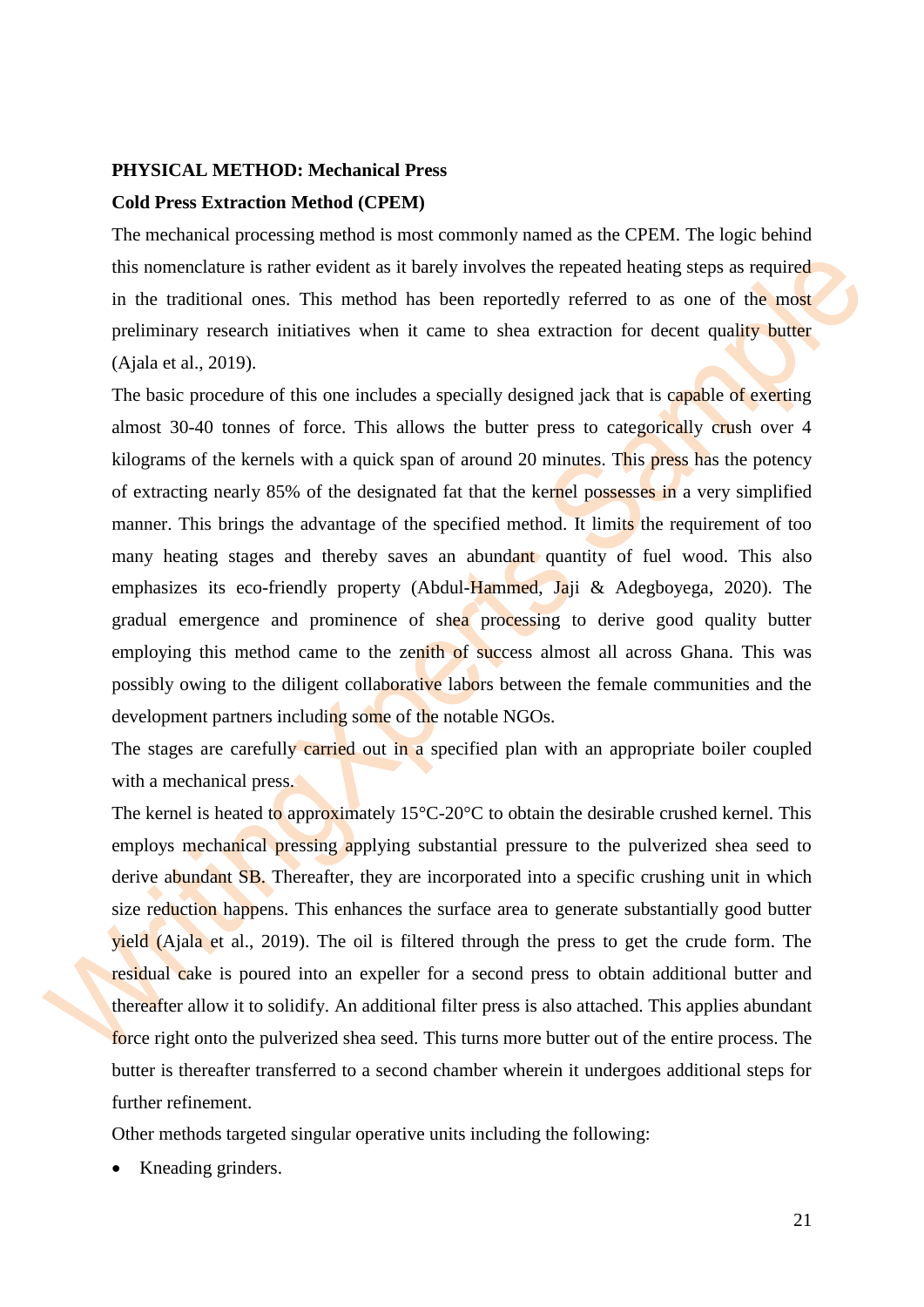**PHYSICAL METHOD: Mechanical Press**

**Cold Press Extraction Method (CPEM)**

The mechanical processing method is most commonly named as the CPEM. The logic behind this nomenclature is rather evident as it barely involves the repeated heating steps as required in the traditional ones. This method has been reportedly referred to as one of the most preliminary research initiatives when it came to shea extraction for decent quality butter (Ajala et al., 2019).

The basic procedure of this one includes a specially designed jack that is capable of exerting almost 30-40 tonnes of force. This allows the butter press to categorically crush over 4 kilograms of the kernels with a quick span of around 20 minutes. This press has the potency of extracting nearly 85% of the designated fat that the kernel possesses in a very simplified manner. This brings the advantage of the specified method. It limits the requirement of too many heating stages and thereby saves an abundant quantity of fuel wood. This also emphasizes its eco-friendly property (Abdul-Hammed, Jaji & Adegboyega, 2020). The gradual emergence and prominence of shea processing to derive good quality butter employing this method came to the zenith of success almost all across Ghana. This was possibly owing to the diligent collaborative labors between the female communities and the development partners including some of the notable NGOs.

The stages are carefully carried out in a specified plan with an appropriate boiler coupled with a mechanical press.

The kernel is heated to approximately 15°C-20°C to obtain the desirable crushed kernel. This employs mechanical pressing applying substantial pressure to the pulverized shea seed to derive abundant SB. Thereafter, they are incorporated into a specific crushing unit in which size reduction happens. This enhances the surface area to generate substantially good butter yield (Ajala et al., 2019). The oil is filtered through the press to get the crude form. The residual cake is poured into an expeller for a second press to obtain additional butter and thereafter allow it to solidify. An additional filter press is also attached. This applies abundant force right onto the pulverized shea seed. This turns more butter out of the entire process. The butter is thereafter transferred to a second chamber wherein it undergoes additional steps for further refinement.

Other methods targeted singular operative units including the following:

- Kneading grinders.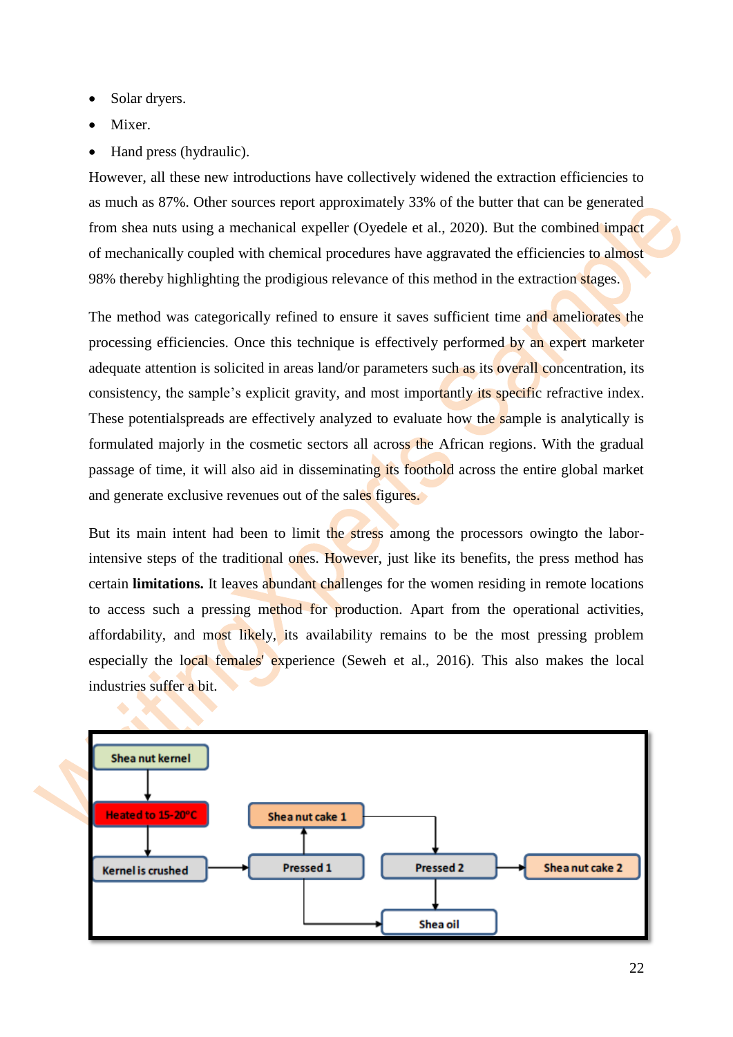- Solar dryers.
- Mixer.
- Hand press (hydraulic).

However, all these new introductions have collectively widened the extraction efficiencies to as much as 87%. Other sources report approximately 33% of the butter that can be generated from shea nuts using a mechanical expeller (Oyedele et al., 2020). But the combined impact of mechanically coupled with chemical procedures have aggravated the efficiencies to almost 98% thereby highlighting the prodigious relevance of this method in the extraction stages.

The method was categorically refined to ensure it saves sufficient time and ameliorates the processing efficiencies. Once this technique is effectively performed by an expert marketer adequate attention is solicited in areas land/or parameters such as its overall concentration, its consistency, the sample's explicit gravity, and most importantly its specific refractive index. These potentialspreads are effectively analyzed to evaluate how the sample is analytically is formulated majorly in the cosmetic sectors all across the African regions. With the gradual passage of time, it will also aid in disseminating its foothold across the entire global market and generate exclusive revenues out of the sales figures.

But its main intent had been to limit the stress among the processors owingto the labor-intensive steps of the traditional ones. However, just like its benefits, the press method has certain **limitations.** It leaves abundant challenges for the women residing in remote locations to access such a pressing method for production. Apart from the operational activities, affordability, and most likely, its availability remains to be the most pressing problem especially the local females' experience (Seweh et al., 2016). This also makes the local industries suffer a bit.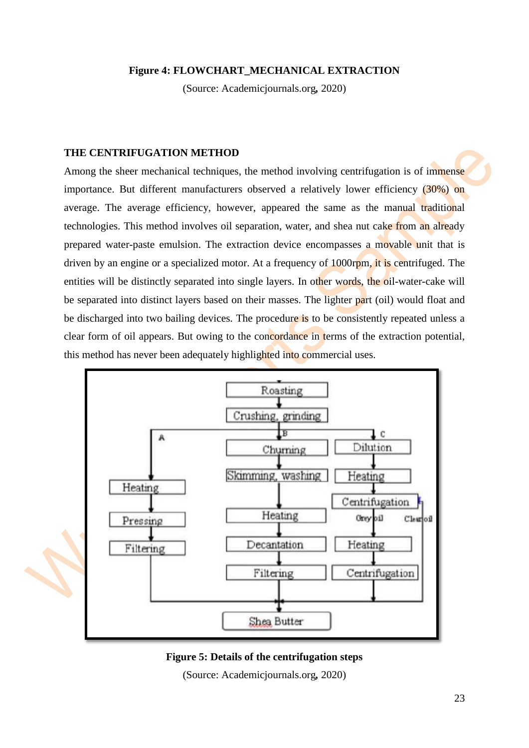**Figure 4: FLOWCHART_MECHANICAL EXTRACTION**

(Source: Academicjournals.org, 2020)

**THE CENTRIFUGATION METHOD**

Among the sheer mechanical techniques, the method involving centrifugation is of immense importance. But different manufacturers observed a relatively lower efficiency (30%) on average. The average efficiency, however, appeared the same as the manual traditional technologies. This method involves oil separation, water, and shea nut cake from an already prepared water-paste emulsion. The extraction device encompasses a movable unit that is driven by an engine or a specialized motor. At a frequency of 1000rpm, it is centrifuged. The entities will be distinctly separated into single layers. In other words, the oil-water-cake will be separated into distinct layers based on their masses. The lighter part (oil) would float and be discharged into two bailing devices. The procedure is to be consistently repeated unless a clear form of oil appears. But owing to the concordance in terms of the extraction potential, this method has never been adequately highlighted into commercial uses.

**Figure 5: Details of the centrifugation steps**

(Source: Academicjournals.org, 2020)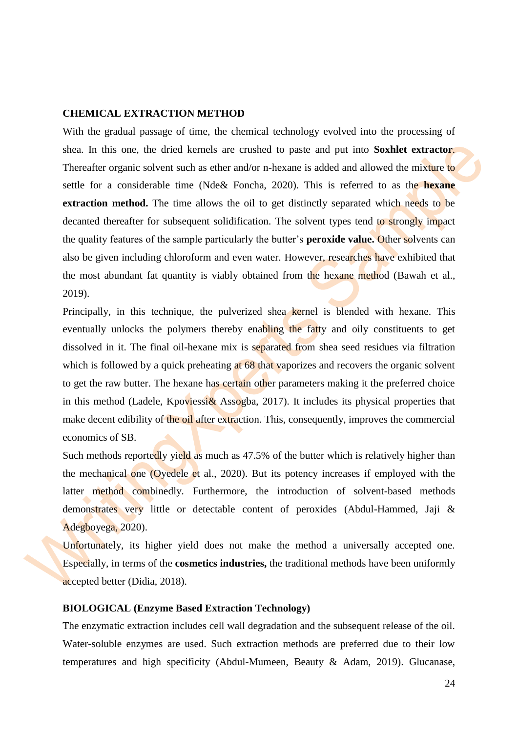**CHEMICAL EXTRACTION METHOD**

With the gradual passage of time, the chemical technology evolved into the processing of shea. In this one, the dried kernels are crushed to paste and put into **Soxhlet extractor**. Thereafter organic solvent such as ether and/or n-hexane is added and allowed the mixture to settle for a considerable time (Nde& Foncha, 2020). This is referred to as the **hexane extraction method.** The time allows the oil to get distinctly separated which needs to be decanted thereafter for subsequent solidification. The solvent types tend to strongly impact the quality features of the sample particularly the butter's **peroxide value.** Other solvents can also be given including chloroform and even water. However, researches have exhibited that the most abundant fat quantity is viably obtained from the hexane method (Bawah et al., 2019).

Principally, in this technique, the pulverized shea kernel is blended with hexane. This eventually unlocks the polymers thereby enabling the fatty and oily constituents to get dissolved in it. The final oil-hexane mix is separated from shea seed residues via filtration which is followed by a quick preheating at 68 that vaporizes and recovers the organic solvent to get the raw butter. The hexane has certain other parameters making it the preferred choice in this method (Ladele, Kpoviessi& Assogba, 2017). It includes its physical properties that make decent edibility of the oil after extraction. This, consequently, improves the commercial economics of SB.

Such methods reportedly yield as much as 47.5% of the butter which is relatively higher than the mechanical one (Oyedele et al., 2020). But its potency increases if employed with the latter method combinedly. Furthermore, the introduction of solvent-based methods demonstrates very little or detectable content of peroxides (Abdul-Hammed, Jaji & Adegboyega, 2020).

Unfortunately, its higher yield does not make the method a universally accepted one. Especially, in terms of the **cosmetics industries,** the traditional methods have been uniformly accepted better (Didia, 2018).

**BIOLOGICAL (Enzyme Based Extraction Technology)**

The enzymatic extraction includes cell wall degradation and the subsequent release of the oil. Water-soluble enzymes are used. Such extraction methods are preferred due to their low temperatures and high specificity (Abdul-Mumeen, Beauty & Adam, 2019). Glucanase,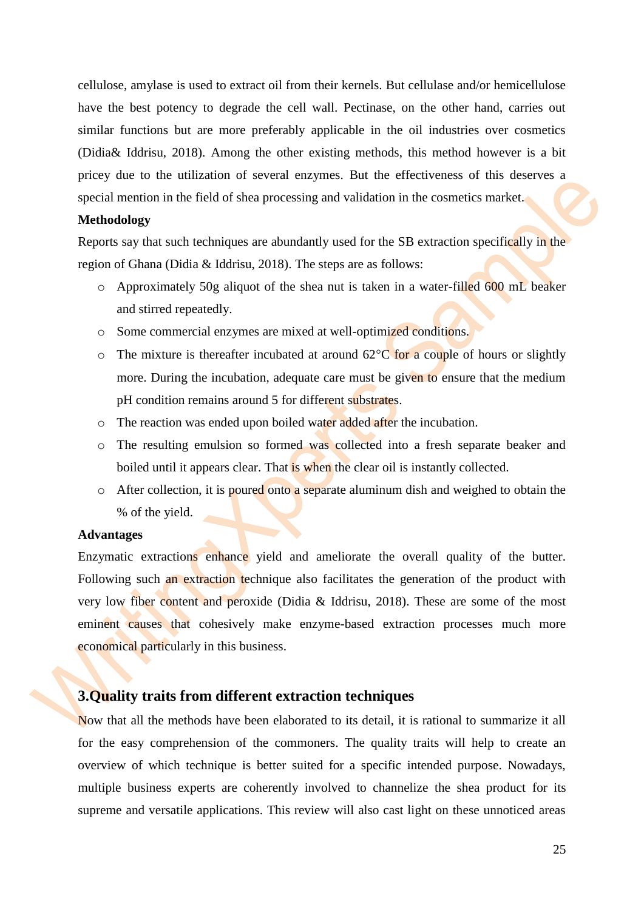cellulose, amylase is used to extract oil from their kernels. But cellulase and/or hemicellulose have the best potency to degrade the cell wall. Pectinase, on the other hand, carries out similar functions but are more preferably applicable in the oil industries over cosmetics (Didia& Iddrisu, 2018). Among the other existing methods, this method however is a bit pricey due to the utilization of several enzymes. But the effectiveness of this deserves a special mention in the field of shea processing and validation in the cosmetics market.

**Methodology**

Reports say that such techniques are abundantly used for the SB extraction specifically in the region of Ghana (Didia & Iddrisu, 2018). The steps are as follows:

- Approximately 50g aliquot of the shea nut is taken in a water-filled 600 mL beaker and stirred repeatedly.
- Some commercial enzymes are mixed at well-optimized conditions.
- The mixture is thereafter incubated at around 62°C for a couple of hours or slightly more. During the incubation, adequate care must be given to ensure that the medium pH condition remains around 5 for different substrates.
- The reaction was ended upon boiled water added after the incubation.
- The resulting emulsion so formed was collected into a fresh separate beaker and boiled until it appears clear. That is when the clear oil is instantly collected.
- After collection, it is poured onto a separate aluminum dish and weighed to obtain the % of the yield.

**Advantages**

Enzymatic extractions enhance yield and ameliorate the overall quality of the butter. Following such an extraction technique also facilitates the generation of the product with very low fiber content and peroxide (Didia & Iddrisu, 2018). These are some of the most eminent causes that cohesively make enzyme-based extraction processes much more economical particularly in this business.

## 3.Quality traits from different extraction techniques

Now that all the methods have been elaborated to its detail, it is rational to summarize it all for the easy comprehension of the commoners. The quality traits will help to create an overview of which technique is better suited for a specific intended purpose. Nowadays, multiple business experts are coherently involved to channelize the shea product for its supreme and versatile applications. This review will also cast light on these unnoticed areas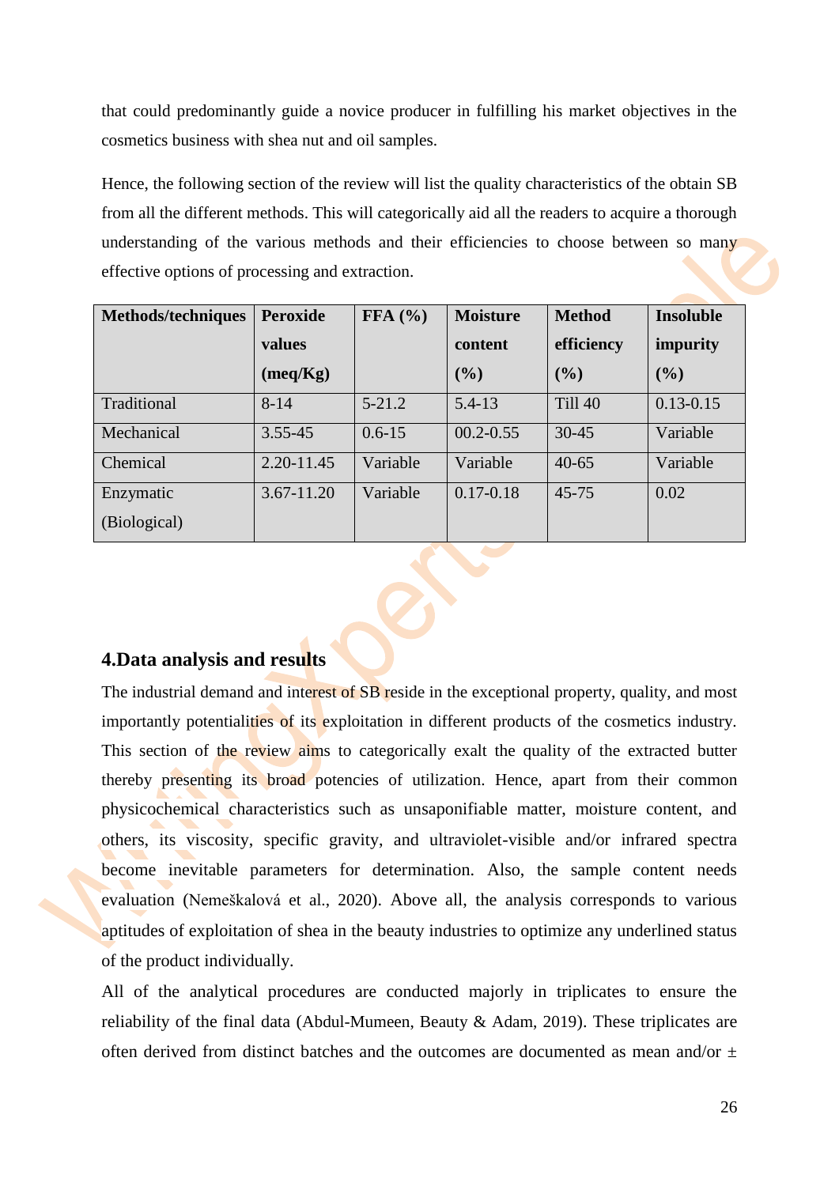that could predominantly guide a novice producer in fulfilling his market objectives in the cosmetics business with shea nut and oil samples.

Hence, the following section of the review will list the quality characteristics of the obtain SB from all the different methods. This will categorically aid all the readers to acquire a thorough understanding of the various methods and their efficiencies to choose between so many effective options of processing and extraction.

| Methods/techniques | Peroxide values (meq/Kg) | FFA (%) | Moisture content (%) | Method efficiency (%) | Insoluble impurity (%) |
|---|---|---|---|---|---|
| Traditional | 8-14 | 5-21.2 | 5.4-13 | Till 40 | 0.13-0.15 |
| Mechanical | 3.55-45 | 0.6-15 | 00.2-0.55 | 30-45 | Variable |
| Chemical | 2.20-11.45 | Variable | Variable | 40-65 | Variable |
| Enzymatic (Biological) | 3.67-11.20 | Variable | 0.17-0.18 | 45-75 | 0.02 |

## 4.Data analysis and results

The industrial demand and interest of SB reside in the exceptional property, quality, and most importantly potentialities of its exploitation in different products of the cosmetics industry. This section of the review aims to categorically exalt the quality of the extracted butter thereby presenting its broad potencies of utilization. Hence, apart from their common physicochemical characteristics such as unsaponifiable matter, moisture content, and others, its viscosity, specific gravity, and ultraviolet-visible and/or infrared spectra become inevitable parameters for determination. Also, the sample content needs evaluation (Nemeškalová et al., 2020). Above all, the analysis corresponds to various aptitudes of exploitation of shea in the beauty industries to optimize any underlined status of the product individually.

All of the analytical procedures are conducted majorly in triplicates to ensure the reliability of the final data (Abdul-Mumeen, Beauty & Adam, 2019). These triplicates are often derived from distinct batches and the outcomes are documented as mean and/or ±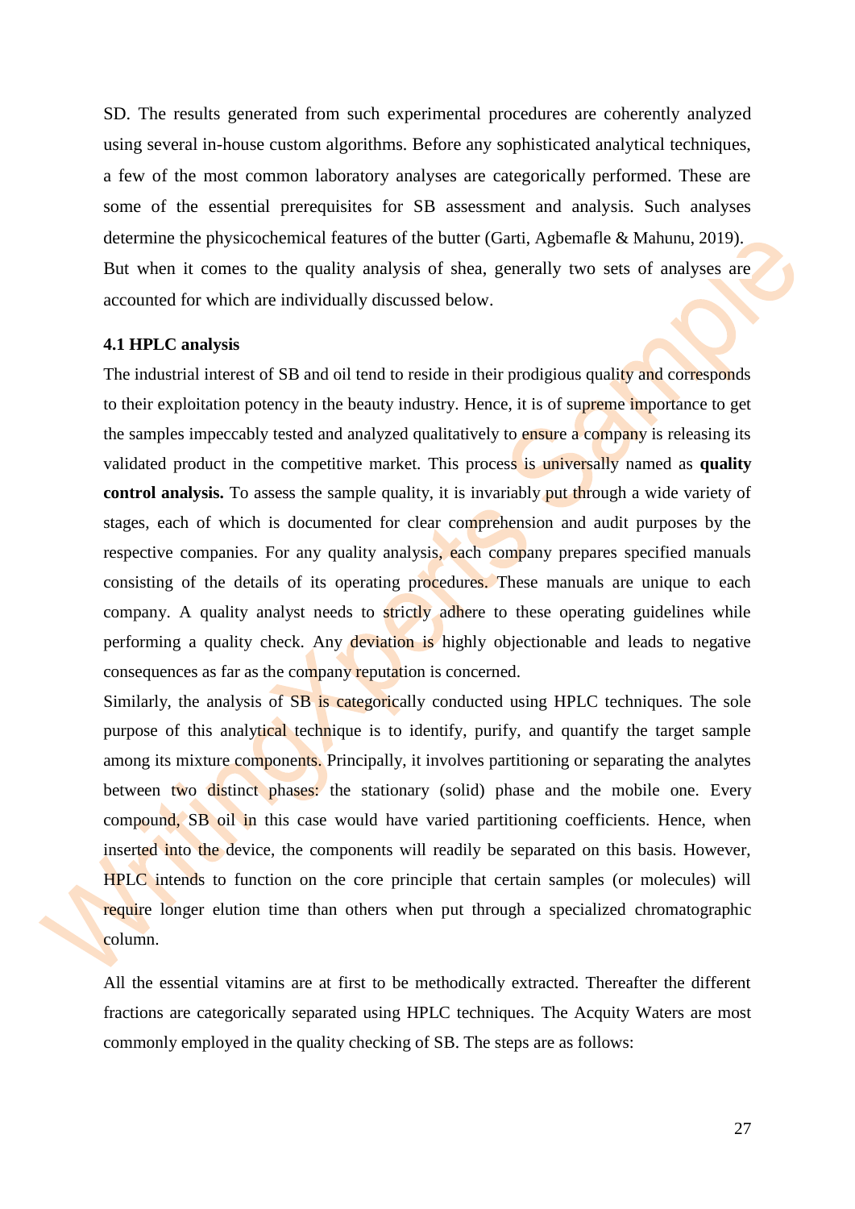SD. The results generated from such experimental procedures are coherently analyzed using several in-house custom algorithms. Before any sophisticated analytical techniques, a few of the most common laboratory analyses are categorically performed. These are some of the essential prerequisites for SB assessment and analysis. Such analyses determine the physicochemical features of the butter (Garti, Agbemafle & Mahunu, 2019). But when it comes to the quality analysis of shea, generally two sets of analyses are accounted for which are individually discussed below.

### 4.1 HPLC analysis

The industrial interest of SB and oil tend to reside in their prodigious quality and corresponds to their exploitation potency in the beauty industry. Hence, it is of supreme importance to get the samples impeccably tested and analyzed qualitatively to ensure a company is releasing its validated product in the competitive market. This process is universally named as **quality control analysis.** To assess the sample quality, it is invariably put through a wide variety of stages, each of which is documented for clear comprehension and audit purposes by the respective companies. For any quality analysis, each company prepares specified manuals consisting of the details of its operating procedures. These manuals are unique to each company. A quality analyst needs to strictly adhere to these operating guidelines while performing a quality check. Any deviation is highly objectionable and leads to negative consequences as far as the company reputation is concerned.

Similarly, the analysis of SB is categorically conducted using HPLC techniques. The sole purpose of this analytical technique is to identify, purify, and quantify the target sample among its mixture components. Principally, it involves partitioning or separating the analytes between two distinct phases: the stationary (solid) phase and the mobile one. Every compound, SB oil in this case would have varied partitioning coefficients. Hence, when inserted into the device, the components will readily be separated on this basis. However, HPLC intends to function on the core principle that certain samples (or molecules) will require longer elution time than others when put through a specialized chromatographic column.

All the essential vitamins are at first to be methodically extracted. Thereafter the different fractions are categorically separated using HPLC techniques. The Acquity Waters are most commonly employed in the quality checking of SB. The steps are as follows: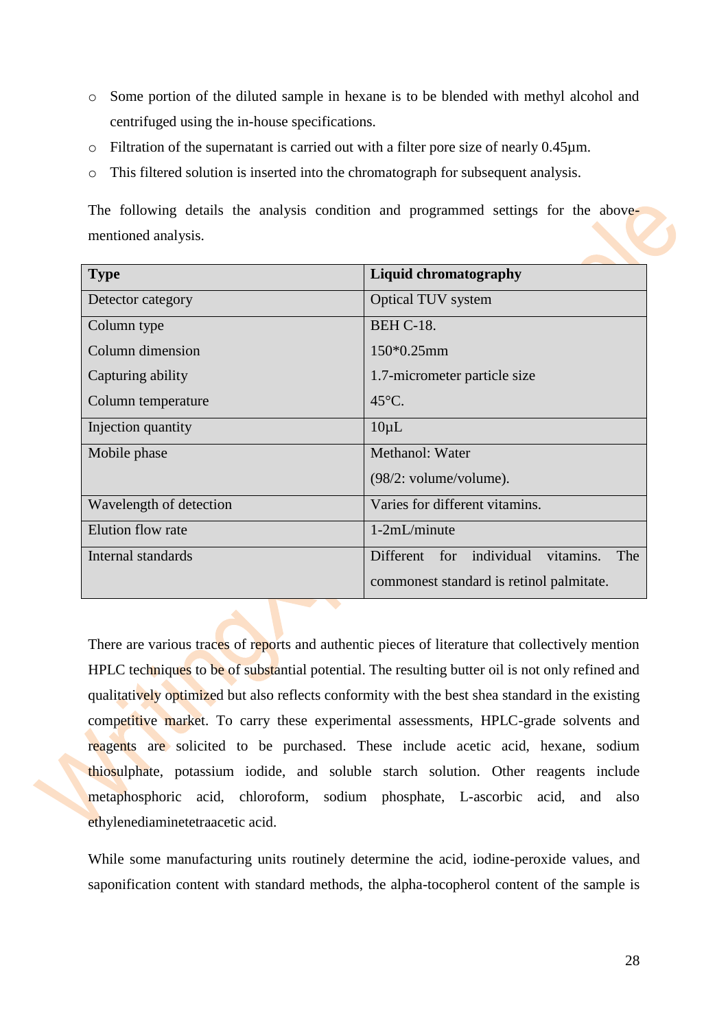- Some portion of the diluted sample in hexane is to be blended with methyl alcohol and centrifuged using the in-house specifications.
- Filtration of the supernatant is carried out with a filter pore size of nearly 0.45µm.
- This filtered solution is inserted into the chromatograph for subsequent analysis.

The following details the analysis condition and programmed settings for the above-mentioned analysis.

| **Type** | **Liquid chromatography** |
|---|---|
| Detector category | Optical TUV system |
| Column type<br>Column dimension<br>Capturing ability<br>Column temperature | BEH C-18.<br>150*0.25mm<br>1.7-micrometer particle size<br>45°C. |
| Injection quantity | 10µL |
| Mobile phase | Methanol: Water<br>(98/2: volume/volume). |
| Wavelength of detection | Varies for different vitamins. |
| Elution flow rate | 1-2mL/minute |
| Internal standards | Different for individual vitamins. The commonest standard is retinol palmitate. |

There are various traces of reports and authentic pieces of literature that collectively mention HPLC techniques to be of substantial potential. The resulting butter oil is not only refined and qualitatively optimized but also reflects conformity with the best shea standard in the existing competitive market. To carry these experimental assessments, HPLC-grade solvents and reagents are solicited to be purchased. These include acetic acid, hexane, sodium thiosulphate, potassium iodide, and soluble starch solution. Other reagents include metaphosphoric acid, chloroform, sodium phosphate, L-ascorbic acid, and also ethylenediaminetetraacetic acid.

While some manufacturing units routinely determine the acid, iodine-peroxide values, and saponification content with standard methods, the alpha-tocopherol content of the sample is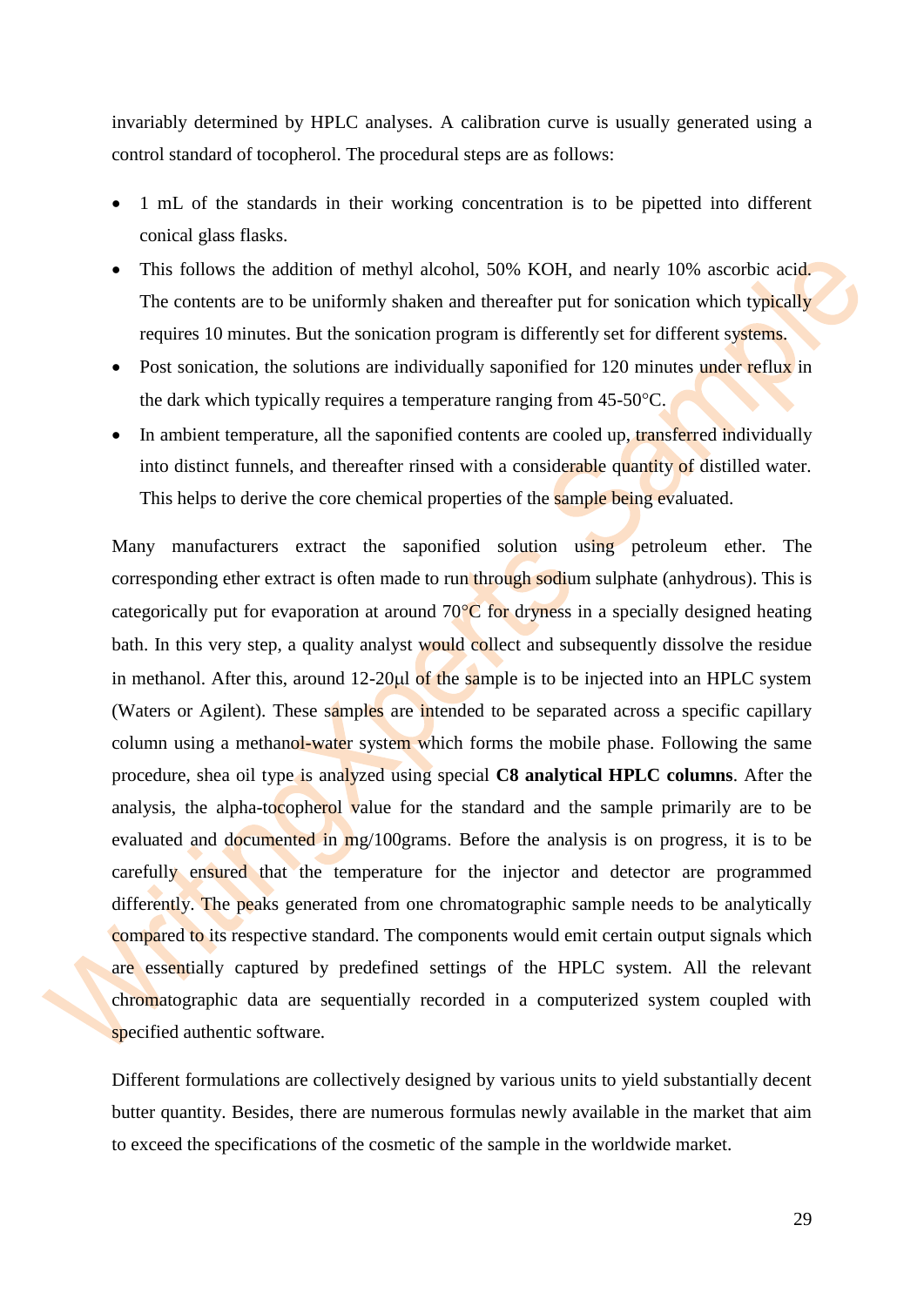invariably determined by HPLC analyses. A calibration curve is usually generated using a control standard of tocopherol. The procedural steps are as follows:

- 1 mL of the standards in their working concentration is to be pipetted into different conical glass flasks.
- This follows the addition of methyl alcohol, 50% KOH, and nearly 10% ascorbic acid. The contents are to be uniformly shaken and thereafter put for sonication which typically requires 10 minutes. But the sonication program is differently set for different systems.
- Post sonication, the solutions are individually saponified for 120 minutes under reflux in the dark which typically requires a temperature ranging from 45-50°C.
- In ambient temperature, all the saponified contents are cooled up, transferred individually into distinct funnels, and thereafter rinsed with a considerable quantity of distilled water. This helps to derive the core chemical properties of the sample being evaluated.

Many manufacturers extract the saponified solution using petroleum ether. The corresponding ether extract is often made to run through sodium sulphate (anhydrous). This is categorically put for evaporation at around 70°C for dryness in a specially designed heating bath. In this very step, a quality analyst would collect and subsequently dissolve the residue in methanol. After this, around 12-20μl of the sample is to be injected into an HPLC system (Waters or Agilent). These samples are intended to be separated across a specific capillary column using a methanol-water system which forms the mobile phase. Following the same procedure, shea oil type is analyzed using special **C8 analytical HPLC columns**. After the analysis, the alpha-tocopherol value for the standard and the sample primarily are to be evaluated and documented in mg/100grams. Before the analysis is on progress, it is to be carefully ensured that the temperature for the injector and detector are programmed differently. The peaks generated from one chromatographic sample needs to be analytically compared to its respective standard. The components would emit certain output signals which are essentially captured by predefined settings of the HPLC system. All the relevant chromatographic data are sequentially recorded in a computerized system coupled with specified authentic software.

Different formulations are collectively designed by various units to yield substantially decent butter quantity. Besides, there are numerous formulas newly available in the market that aim to exceed the specifications of the cosmetic of the sample in the worldwide market.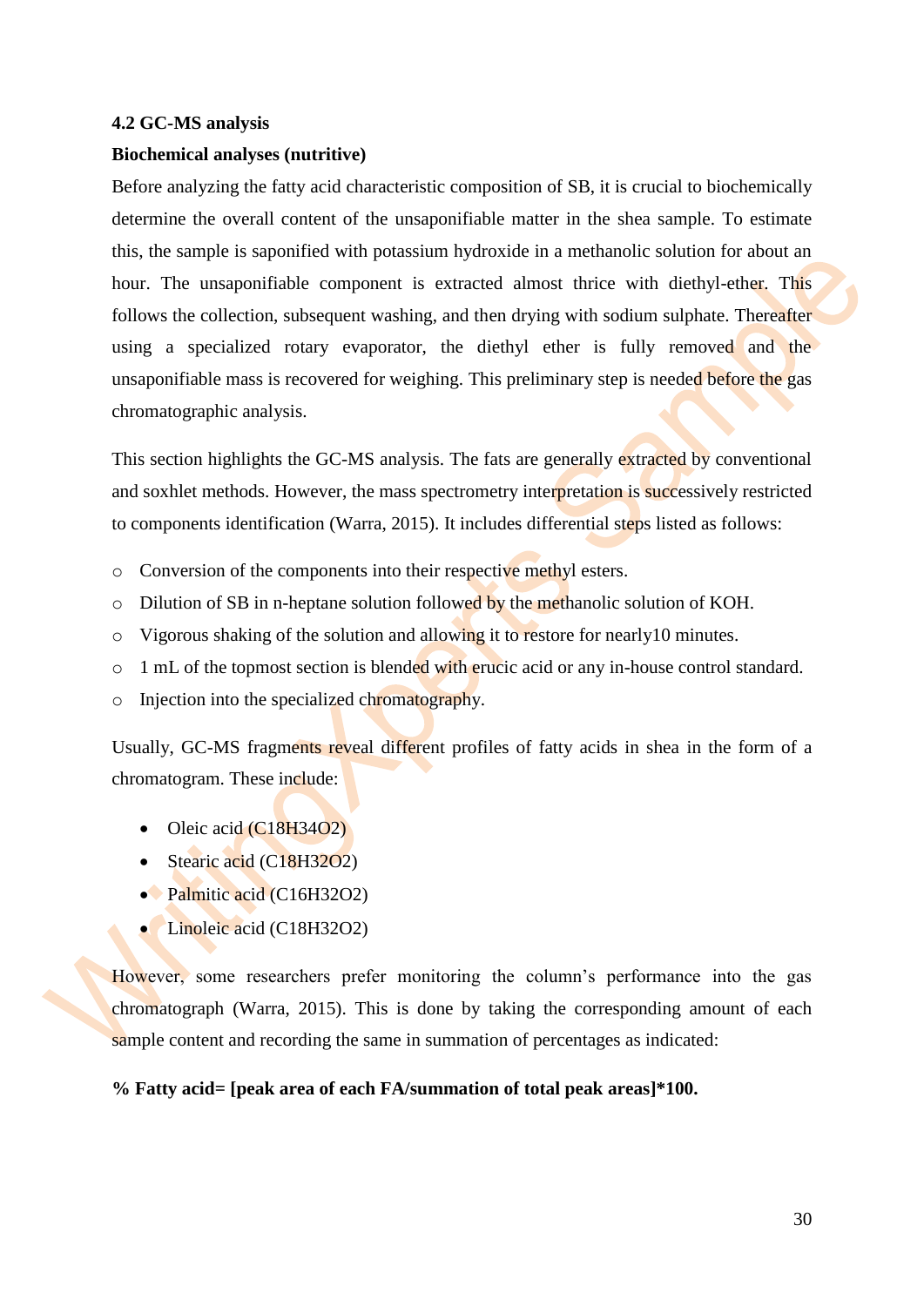### 4.2 GC-MS analysis

**Biochemical analyses (nutritive)**

Before analyzing the fatty acid characteristic composition of SB, it is crucial to biochemically determine the overall content of the unsaponifiable matter in the shea sample. To estimate this, the sample is saponified with potassium hydroxide in a methanolic solution for about an hour. The unsaponifiable component is extracted almost thrice with diethyl-ether. This follows the collection, subsequent washing, and then drying with sodium sulphate. Thereafter using a specialized rotary evaporator, the diethyl ether is fully removed and the unsaponifiable mass is recovered for weighing. This preliminary step is needed before the gas chromatographic analysis.

This section highlights the GC-MS analysis. The fats are generally extracted by conventional and soxhlet methods. However, the mass spectrometry interpretation is successively restricted to components identification (Warra, 2015). It includes differential steps listed as follows:

- Conversion of the components into their respective methyl esters.
- Dilution of SB in n-heptane solution followed by the methanolic solution of KOH.
- Vigorous shaking of the solution and allowing it to restore for nearly10 minutes.
- 1 mL of the topmost section is blended with erucic acid or any in-house control standard.
- Injection into the specialized chromatography.

Usually, GC-MS fragments reveal different profiles of fatty acids in shea in the form of a chromatogram. These include:

- Oleic acid ($C_{18}H_{34}O_2$)
- Stearic acid ($C_{18}H_{32}O_2$)
- Palmitic acid ($C_{16}H_{32}O_2$)
- Linoleic acid ($C_{18}H_{32}O_2$)

However, some researchers prefer monitoring the column's performance into the gas chromatograph (Warra, 2015). This is done by taking the corresponding amount of each sample content and recording the same in summation of percentages as indicated:

**% Fatty acid= [peak area of each FA/summation of total peak areas]*100.**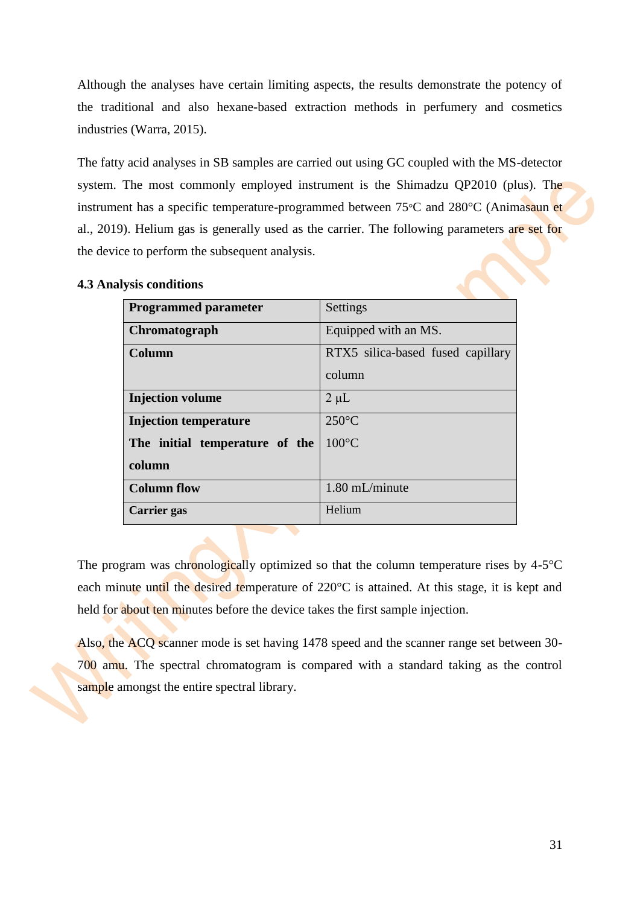Although the analyses have certain limiting aspects, the results demonstrate the potency of the traditional and also hexane-based extraction methods in perfumery and cosmetics industries (Warra, 2015).

The fatty acid analyses in SB samples are carried out using GC coupled with the MS-detector system. The most commonly employed instrument is the Shimadzu QP2010 (plus). The instrument has a specific temperature-programmed between 75◦C and 280°C (Animasaun et al., 2019). Helium gas is generally used as the carrier. The following parameters are set for the device to perform the subsequent analysis.

**4.3 Analysis conditions**

| **Programmed parameter** | Settings |
|---|---|
| **Chromatograph** | Equipped with an MS. |
| **Column** | RTX5 silica-based fused capillary column |
| **Injection volume** | 2 µL |
| **Injection temperature**<br>**The initial temperature of the column** | 250°C<br>100°C |
| **Column flow** | 1.80 mL/minute |
| **Carrier gas** | Helium |

The program was chronologically optimized so that the column temperature rises by 4-5°C each minute until the desired temperature of 220°C is attained. At this stage, it is kept and held for about ten minutes before the device takes the first sample injection.

Also, the ACQ scanner mode is set having 1478 speed and the scanner range set between 30-700 amu. The spectral chromatogram is compared with a standard taking as the control sample amongst the entire spectral library.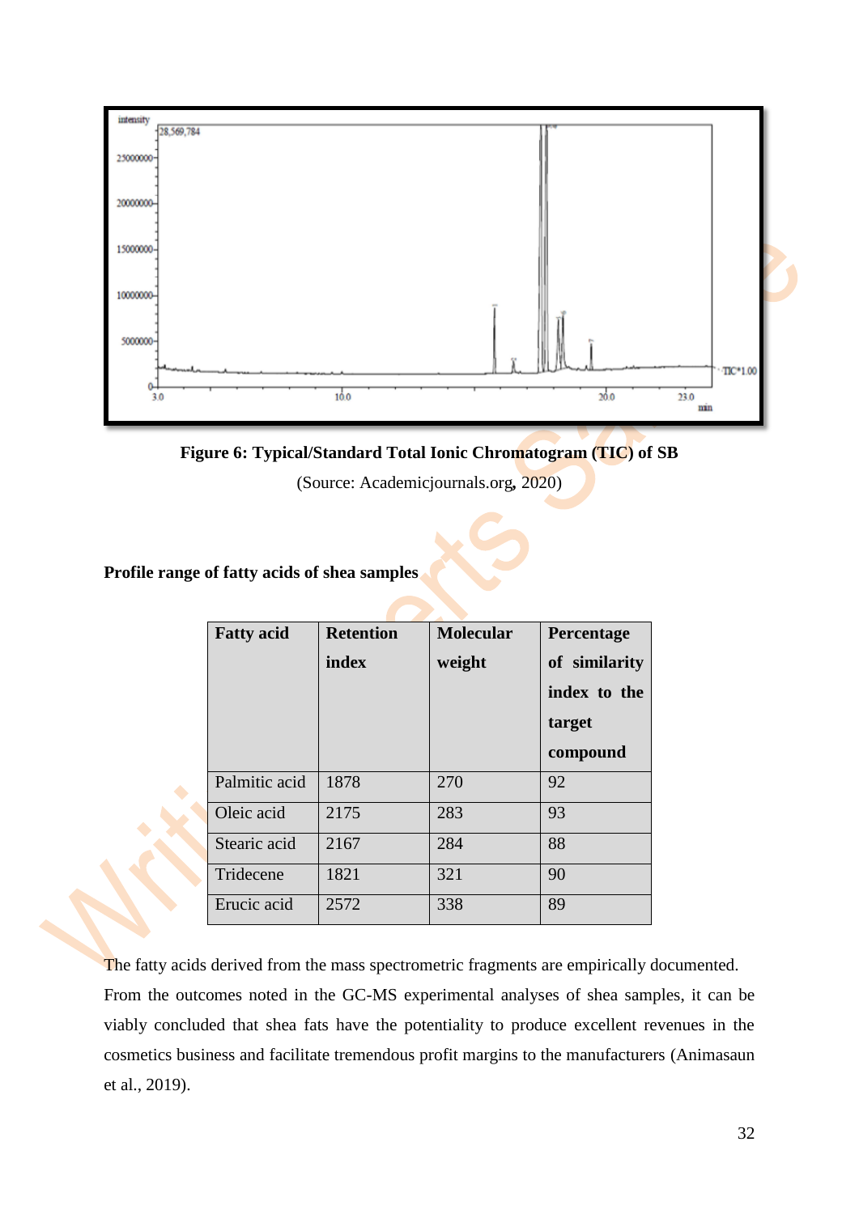**Figure 6: Typical/Standard Total Ionic Chromatogram (TIC) of SB**

(Source: Academicjournals.org, 2020)

**Profile range of fatty acids of shea samples**

| Fatty acid | Retention index | Molecular weight | Percentage of similarity index to the target compound |
|---|---|---|---|
| Palmitic acid | 1878 | 270 | 92 |
| Oleic acid | 2175 | 283 | 93 |
| Stearic acid | 2167 | 284 | 88 |
| Tridecene | 1821 | 321 | 90 |
| Erucic acid | 2572 | 338 | 89 |

The fatty acids derived from the mass spectrometric fragments are empirically documented. From the outcomes noted in the GC-MS experimental analyses of shea samples, it can be viably concluded that shea fats have the potentiality to produce excellent revenues in the cosmetics business and facilitate tremendous profit margins to the manufacturers (Animasaun et al., 2019).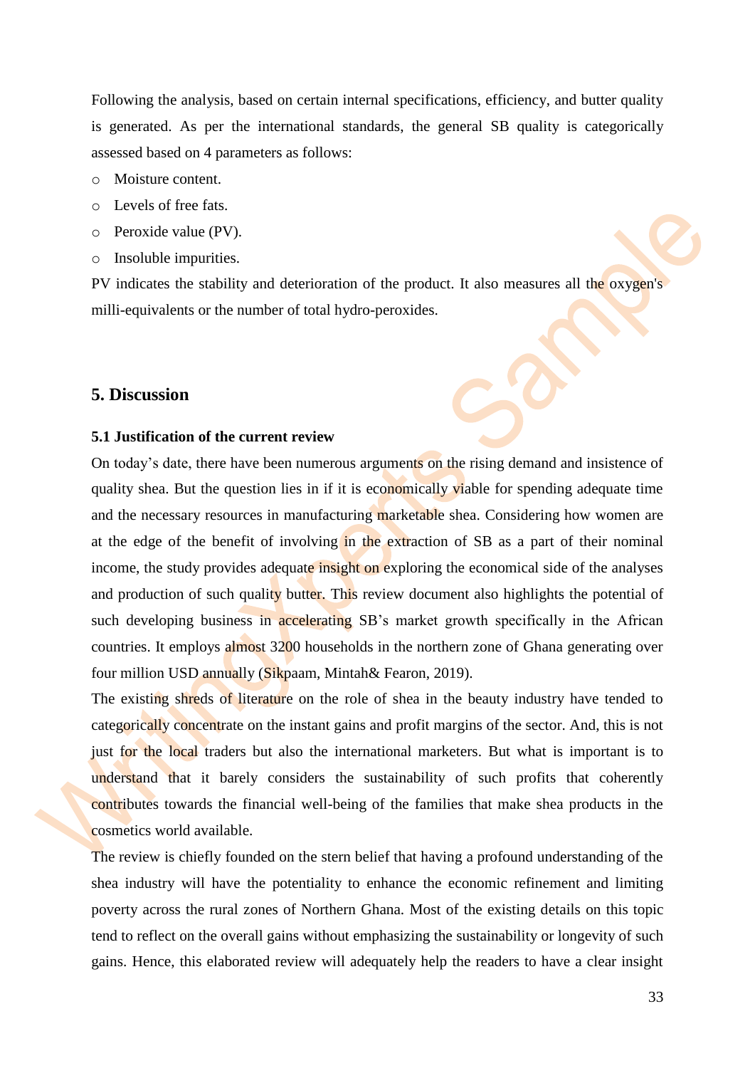Following the analysis, based on certain internal specifications, efficiency, and butter quality is generated. As per the international standards, the general SB quality is categorically assessed based on 4 parameters as follows:

- Moisture content.
- Levels of free fats.
- Peroxide value (PV).
- Insoluble impurities.

PV indicates the stability and deterioration of the product. It also measures all the oxygen's milli-equivalents or the number of total hydro-peroxides.

## 5. Discussion

### 5.1 Justification of the current review

On today's date, there have been numerous arguments on the rising demand and insistence of quality shea. But the question lies in if it is economically viable for spending adequate time and the necessary resources in manufacturing marketable shea. Considering how women are at the edge of the benefit of involving in the extraction of SB as a part of their nominal income, the study provides adequate insight on exploring the economical side of the analyses and production of such quality butter. This review document also highlights the potential of such developing business in accelerating SB's market growth specifically in the African countries. It employs almost 3200 households in the northern zone of Ghana generating over four million USD annually (Sikpaam, Mintah& Fearon, 2019).

The existing shreds of literature on the role of shea in the beauty industry have tended to categorically concentrate on the instant gains and profit margins of the sector. And, this is not just for the local traders but also the international marketers. But what is important is to understand that it barely considers the sustainability of such profits that coherently contributes towards the financial well-being of the families that make shea products in the cosmetics world available.

The review is chiefly founded on the stern belief that having a profound understanding of the shea industry will have the potentiality to enhance the economic refinement and limiting poverty across the rural zones of Northern Ghana. Most of the existing details on this topic tend to reflect on the overall gains without emphasizing the sustainability or longevity of such gains. Hence, this elaborated review will adequately help the readers to have a clear insight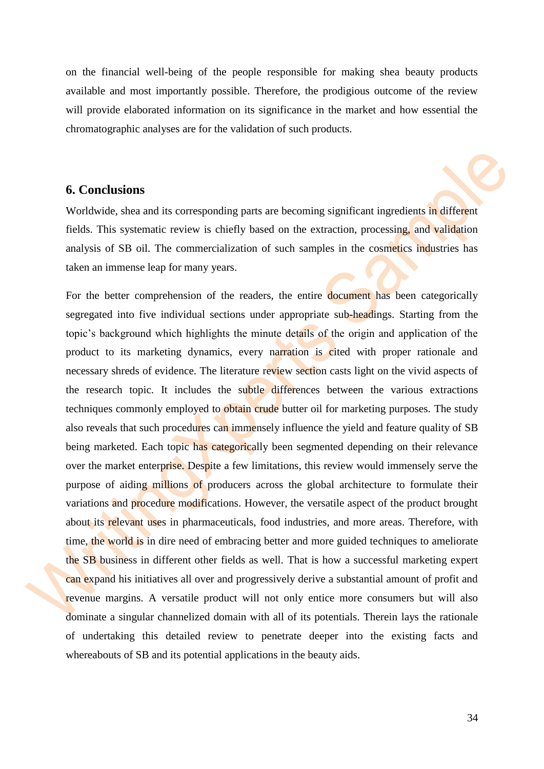on the financial well-being of the people responsible for making shea beauty products available and most importantly possible. Therefore, the prodigious outcome of the review will provide elaborated information on its significance in the market and how essential the chromatographic analyses are for the validation of such products.

## 6. Conclusions

Worldwide, shea and its corresponding parts are becoming significant ingredients in different fields. This systematic review is chiefly based on the extraction, processing, and validation analysis of SB oil. The commercialization of such samples in the cosmetics industries has taken an immense leap for many years.

For the better comprehension of the readers, the entire document has been categorically segregated into five individual sections under appropriate sub-headings. Starting from the topic's background which highlights the minute details of the origin and application of the product to its marketing dynamics, every narration is cited with proper rationale and necessary shreds of evidence. The literature review section casts light on the vivid aspects of the research topic. It includes the subtle differences between the various extractions techniques commonly employed to obtain crude butter oil for marketing purposes. The study also reveals that such procedures can immensely influence the yield and feature quality of SB being marketed. Each topic has categorically been segmented depending on their relevance over the market enterprise. Despite a few limitations, this review would immensely serve the purpose of aiding millions of producers across the global architecture to formulate their variations and procedure modifications. However, the versatile aspect of the product brought about its relevant uses in pharmaceuticals, food industries, and more areas. Therefore, with time, the world is in dire need of embracing better and more guided techniques to ameliorate the SB business in different other fields as well. That is how a successful marketing expert can expand his initiatives all over and progressively derive a substantial amount of profit and revenue margins. A versatile product will not only entice more consumers but will also dominate a singular channelized domain with all of its potentials. Therein lays the rationale of undertaking this detailed review to penetrate deeper into the existing facts and whereabouts of SB and its potential applications in the beauty aids.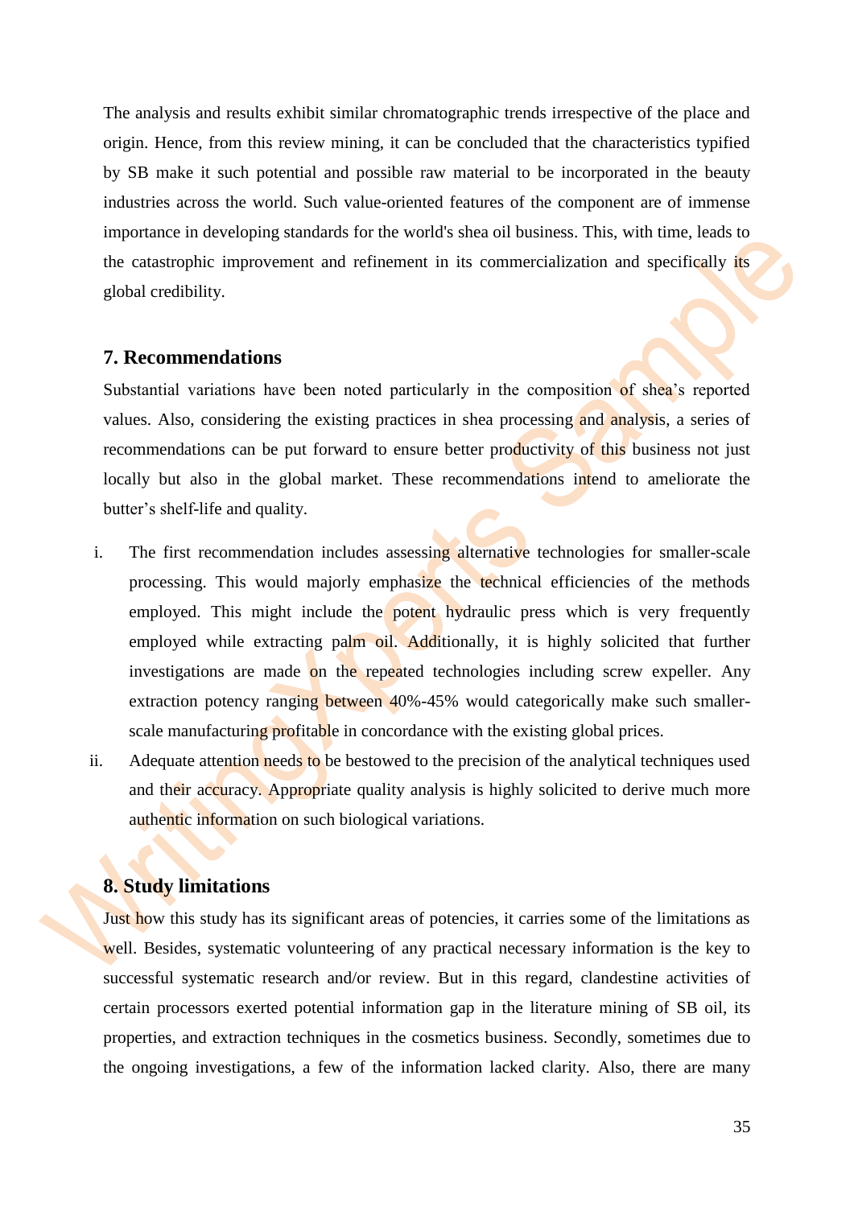The analysis and results exhibit similar chromatographic trends irrespective of the place and origin. Hence, from this review mining, it can be concluded that the characteristics typified by SB make it such potential and possible raw material to be incorporated in the beauty industries across the world. Such value-oriented features of the component are of immense importance in developing standards for the world's shea oil business. This, with time, leads to the catastrophic improvement and refinement in its commercialization and specifically its global credibility.

## 7. Recommendations

Substantial variations have been noted particularly in the composition of shea's reported values. Also, considering the existing practices in shea processing and analysis, a series of recommendations can be put forward to ensure better productivity of this business not just locally but also in the global market. These recommendations intend to ameliorate the butter's shelf-life and quality.

i. The first recommendation includes assessing alternative technologies for smaller-scale processing. This would majorly emphasize the technical efficiencies of the methods employed. This might include the potent hydraulic press which is very frequently employed while extracting palm oil. Additionally, it is highly solicited that further investigations are made on the repeated technologies including screw expeller. Any extraction potency ranging between 40%-45% would categorically make such smaller-scale manufacturing profitable in concordance with the existing global prices.

ii. Adequate attention needs to be bestowed to the precision of the analytical techniques used and their accuracy. Appropriate quality analysis is highly solicited to derive much more authentic information on such biological variations.

## 8. Study limitations

Just how this study has its significant areas of potencies, it carries some of the limitations as well. Besides, systematic volunteering of any practical necessary information is the key to successful systematic research and/or review. But in this regard, clandestine activities of certain processors exerted potential information gap in the literature mining of SB oil, its properties, and extraction techniques in the cosmetics business. Secondly, sometimes due to the ongoing investigations, a few of the information lacked clarity. Also, there are many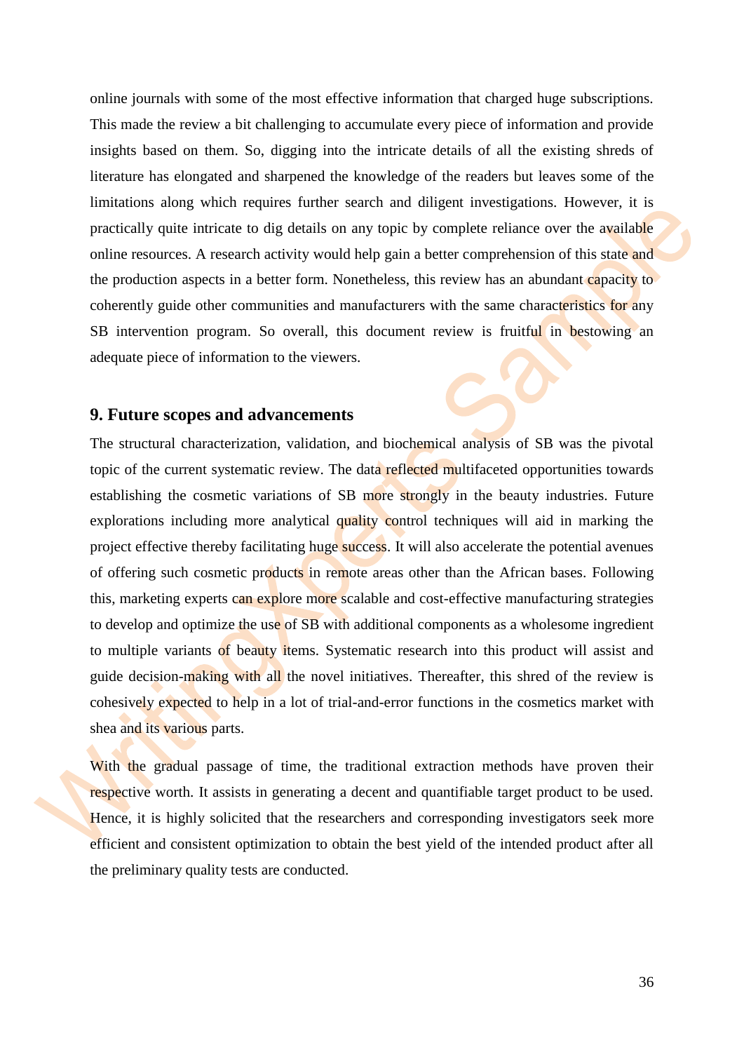online journals with some of the most effective information that charged huge subscriptions. This made the review a bit challenging to accumulate every piece of information and provide insights based on them. So, digging into the intricate details of all the existing shreds of literature has elongated and sharpened the knowledge of the readers but leaves some of the limitations along which requires further search and diligent investigations. However, it is practically quite intricate to dig details on any topic by complete reliance over the available online resources. A research activity would help gain a better comprehension of this state and the production aspects in a better form. Nonetheless, this review has an abundant capacity to coherently guide other communities and manufacturers with the same characteristics for any SB intervention program. So overall, this document review is fruitful in bestowing an adequate piece of information to the viewers.

## 9. Future scopes and advancements

The structural characterization, validation, and biochemical analysis of SB was the pivotal topic of the current systematic review. The data reflected multifaceted opportunities towards establishing the cosmetic variations of SB more strongly in the beauty industries. Future explorations including more analytical quality control techniques will aid in marking the project effective thereby facilitating huge success. It will also accelerate the potential avenues of offering such cosmetic products in remote areas other than the African bases. Following this, marketing experts can explore more scalable and cost-effective manufacturing strategies to develop and optimize the use of SB with additional components as a wholesome ingredient to multiple variants of beauty items. Systematic research into this product will assist and guide decision-making with all the novel initiatives. Thereafter, this shred of the review is cohesively expected to help in a lot of trial-and-error functions in the cosmetics market with shea and its various parts.

With the gradual passage of time, the traditional extraction methods have proven their respective worth. It assists in generating a decent and quantifiable target product to be used. Hence, it is highly solicited that the researchers and corresponding investigators seek more efficient and consistent optimization to obtain the best yield of the intended product after all the preliminary quality tests are conducted.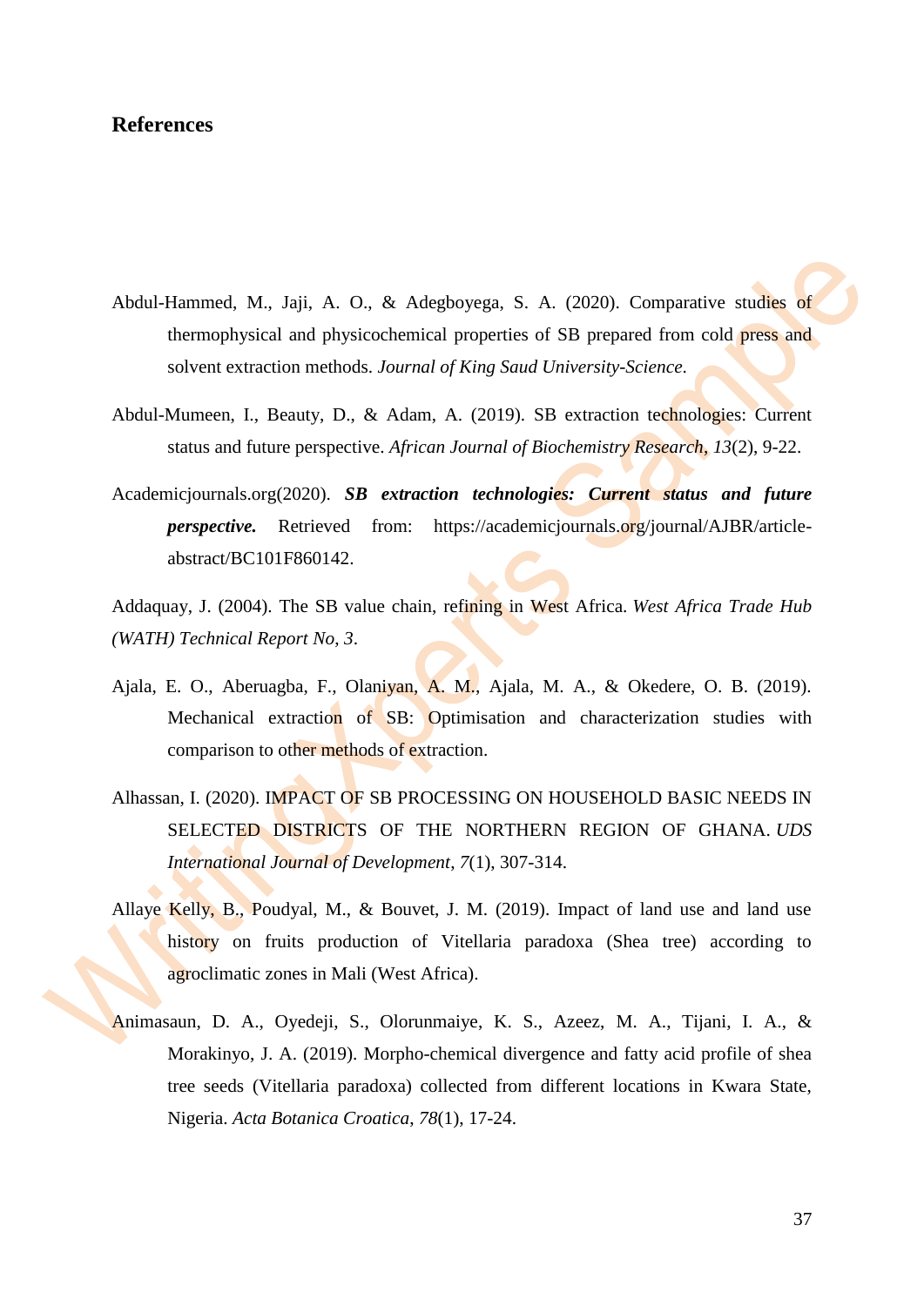## References

Abdul-Hammed, M., Jaji, A. O., & Adegboyega, S. A. (2020). Comparative studies of thermophysical and physicochemical properties of SB prepared from cold press and solvent extraction methods. *Journal of King Saud University-Science*.

Abdul-Mumeen, I., Beauty, D., & Adam, A. (2019). SB extraction technologies: Current status and future perspective. *African Journal of Biochemistry Research*, *13*(2), 9-22.

Academicjournals.org(2020). ***SB extraction technologies: Current status and future perspective.*** Retrieved from: https://academicjournals.org/journal/AJBR/article-abstract/BC101F860142.

Addaquay, J. (2004). The SB value chain, refining in West Africa. *West Africa Trade Hub (WATH) Technical Report No*, *3*.

Ajala, E. O., Aberuagba, F., Olaniyan, A. M., Ajala, M. A., & Okedere, O. B. (2019). Mechanical extraction of SB: Optimisation and characterization studies with comparison to other methods of extraction.

Alhassan, I. (2020). IMPACT OF SB PROCESSING ON HOUSEHOLD BASIC NEEDS IN SELECTED DISTRICTS OF THE NORTHERN REGION OF GHANA. *UDS International Journal of Development*, *7*(1), 307-314.

Allaye Kelly, B., Poudyal, M., & Bouvet, J. M. (2019). Impact of land use and land use history on fruits production of Vitellaria paradoxa (Shea tree) according to agroclimatic zones in Mali (West Africa).

Animasaun, D. A., Oyedeji, S., Olorunmaiye, K. S., Azeez, M. A., Tijani, I. A., & Morakinyo, J. A. (2019). Morpho-chemical divergence and fatty acid profile of shea tree seeds (Vitellaria paradoxa) collected from different locations in Kwara State, Nigeria. *Acta Botanica Croatica*, *78*(1), 17-24.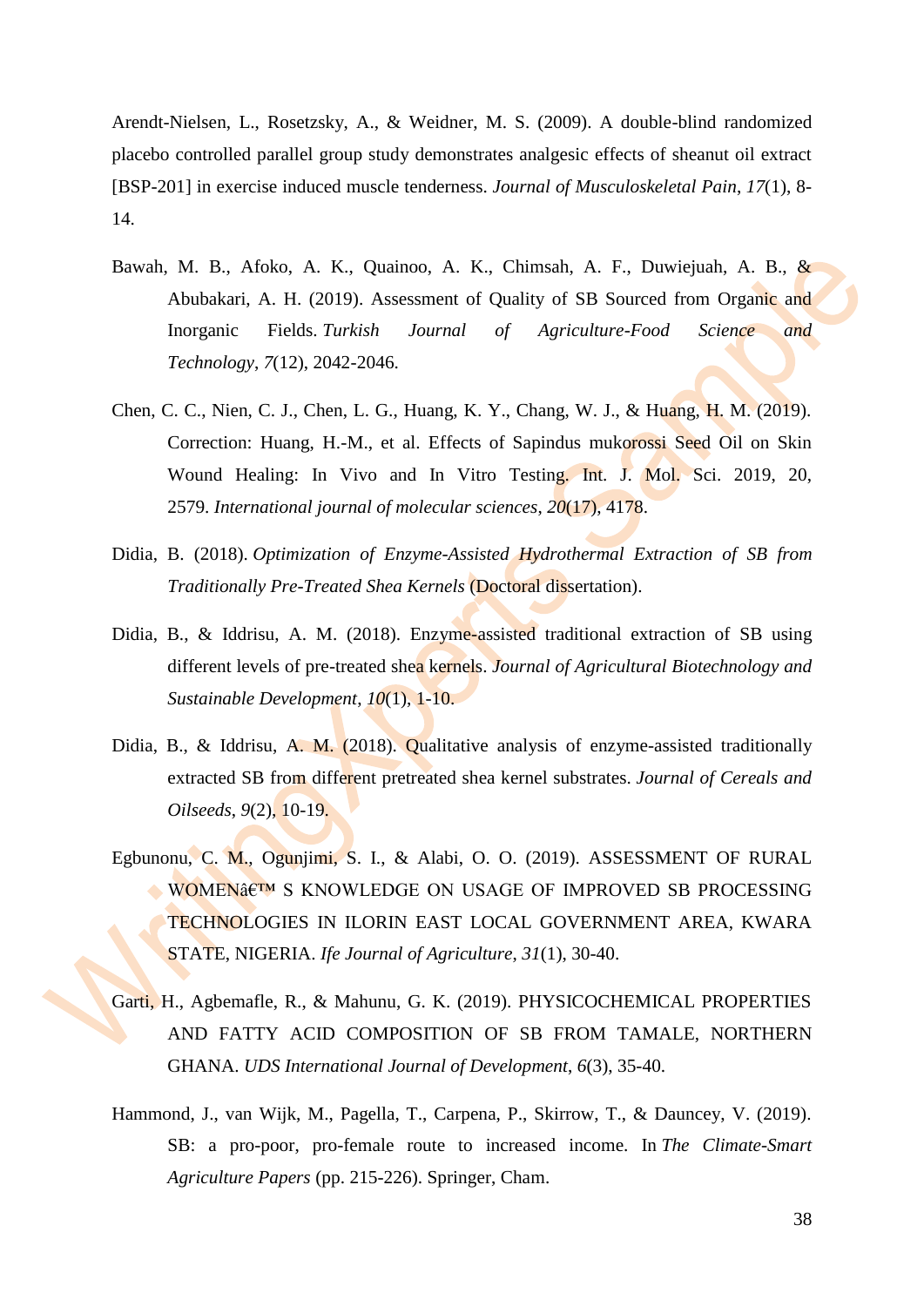Arendt-Nielsen, L., Rosetzsky, A., & Weidner, M. S. (2009). A double-blind randomized placebo controlled parallel group study demonstrates analgesic effects of sheanut oil extract [BSP-201] in exercise induced muscle tenderness. *Journal of Musculoskeletal Pain*, *17*(1), 8-14.

Bawah, M. B., Afoko, A. K., Quainoo, A. K., Chimsah, A. F., Duwiejuah, A. B., & Abubakari, A. H. (2019). Assessment of Quality of SB Sourced from Organic and Inorganic Fields. *Turkish Journal of Agriculture-Food Science and Technology*, *7*(12), 2042-2046.

Chen, C. C., Nien, C. J., Chen, L. G., Huang, K. Y., Chang, W. J., & Huang, H. M. (2019). Correction: Huang, H.-M., et al. Effects of Sapindus mukorossi Seed Oil on Skin Wound Healing: In Vivo and In Vitro Testing. Int. J. Mol. Sci. 2019, 20, 2579. *International journal of molecular sciences*, *20*(17), 4178.

Didia, B. (2018). *Optimization of Enzyme-Assisted Hydrothermal Extraction of SB from Traditionally Pre-Treated Shea Kernels* (Doctoral dissertation).

Didia, B., & Iddrisu, A. M. (2018). Enzyme-assisted traditional extraction of SB using different levels of pre-treated shea kernels. *Journal of Agricultural Biotechnology and Sustainable Development*, *10*(1), 1-10.

Didia, B., & Iddrisu, A. M. (2018). Qualitative analysis of enzyme-assisted traditionally extracted SB from different pretreated shea kernel substrates. *Journal of Cereals and Oilseeds*, *9*(2), 10-19.

Egbunonu, C. M., Ogunjimi, S. I., & Alabi, O. O. (2019). ASSESSMENT OF RURAL WOMENâ€™ S KNOWLEDGE ON USAGE OF IMPROVED SB PROCESSING TECHNOLOGIES IN ILORIN EAST LOCAL GOVERNMENT AREA, KWARA STATE, NIGERIA. *Ife Journal of Agriculture*, *31*(1), 30-40.

Garti, H., Agbemafle, R., & Mahunu, G. K. (2019). PHYSICOCHEMICAL PROPERTIES AND FATTY ACID COMPOSITION OF SB FROM TAMALE, NORTHERN GHANA. *UDS International Journal of Development*, *6*(3), 35-40.

Hammond, J., van Wijk, M., Pagella, T., Carpena, P., Skirrow, T., & Dauncey, V. (2019). SB: a pro-poor, pro-female route to increased income. In *The Climate-Smart Agriculture Papers* (pp. 215-226). Springer, Cham.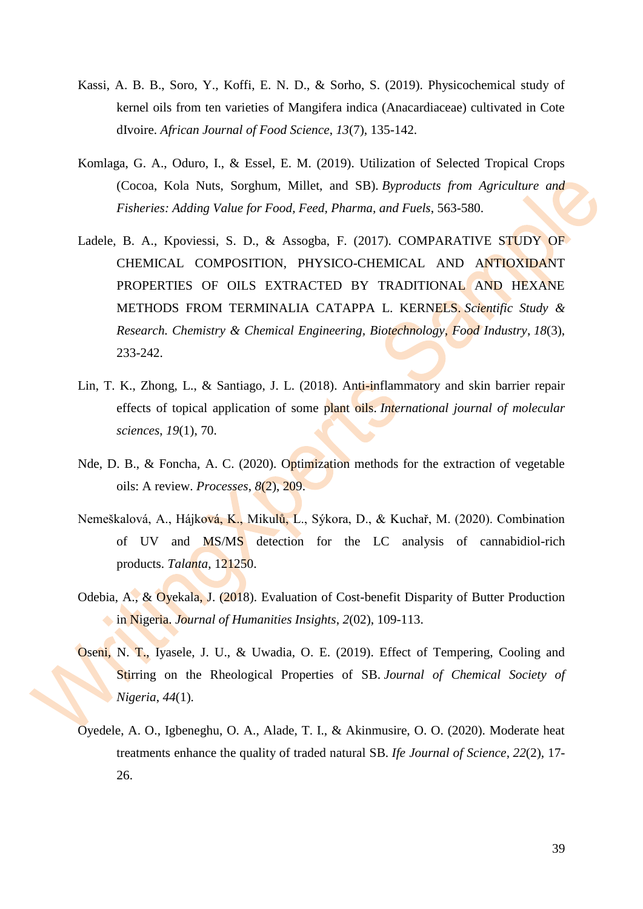Kassi, A. B. B., Soro, Y., Koffi, E. N. D., & Sorho, S. (2019). Physicochemical study of kernel oils from ten varieties of Mangifera indica (Anacardiaceae) cultivated in Cote dIvoire. *African Journal of Food Science*, *13*(7), 135-142.

Komlaga, G. A., Oduro, I., & Essel, E. M. (2019). Utilization of Selected Tropical Crops (Cocoa, Kola Nuts, Sorghum, Millet, and SB). *Byproducts from Agriculture and Fisheries: Adding Value for Food, Feed, Pharma, and Fuels*, 563-580.

Ladele, B. A., Kpoviessi, S. D., & Assogba, F. (2017). COMPARATIVE STUDY OF CHEMICAL COMPOSITION, PHYSICO-CHEMICAL AND ANTIOXIDANT PROPERTIES OF OILS EXTRACTED BY TRADITIONAL AND HEXANE METHODS FROM TERMINALIA CATAPPA L. KERNELS. *Scientific Study & Research. Chemistry & Chemical Engineering, Biotechnology, Food Industry*, *18*(3), 233-242.

Lin, T. K., Zhong, L., & Santiago, J. L. (2018). Anti-inflammatory and skin barrier repair effects of topical application of some plant oils. *International journal of molecular sciences*, *19*(1), 70.

Nde, D. B., & Foncha, A. C. (2020). Optimization methods for the extraction of vegetable oils: A review. *Processes*, *8*(2), 209.

Nemeškalová, A., Hájková, K., Mikulů, L., Sýkora, D., & Kuchař, M. (2020). Combination of UV and MS/MS detection for the LC analysis of cannabidiol-rich products. *Talanta*, 121250.

Odebia, A., & Oyekala, J. (2018). Evaluation of Cost-benefit Disparity of Butter Production in Nigeria. *Journal of Humanities Insights*, *2*(02), 109-113.

Oseni, N. T., Iyasele, J. U., & Uwadia, O. E. (2019). Effect of Tempering, Cooling and Stirring on the Rheological Properties of SB. *Journal of Chemical Society of Nigeria*, *44*(1).

Oyedele, A. O., Igbeneghu, O. A., Alade, T. I., & Akinmusire, O. O. (2020). Moderate heat treatments enhance the quality of traded natural SB. *Ife Journal of Science*, *22*(2), 17-26.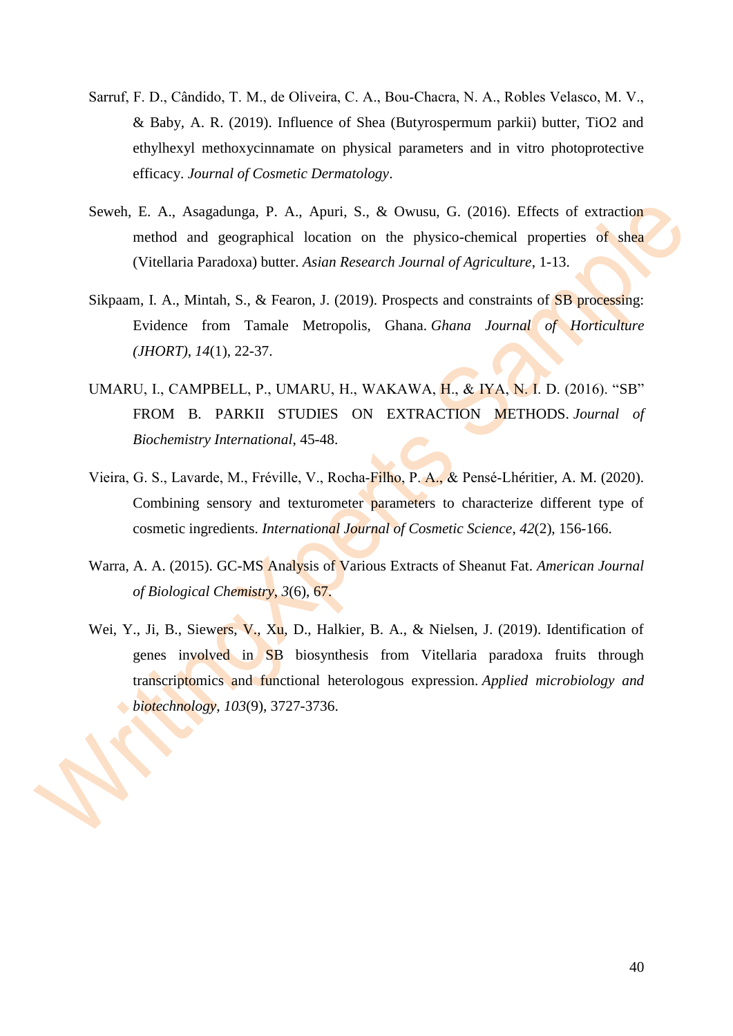Sarruf, F. D., Cândido, T. M., de Oliveira, C. A., Bou-Chacra, N. A., Robles Velasco, M. V., & Baby, A. R. (2019). Influence of Shea (Butyrospermum parkii) butter, $TiO_2$ and ethylhexyl methoxycinnamate on physical parameters and in vitro photoprotective efficacy. *Journal of Cosmetic Dermatology*.

Seweh, E. A., Asagadunga, P. A., Apuri, S., & Owusu, G. (2016). Effects of extraction method and geographical location on the physico-chemical properties of shea (Vitellaria Paradoxa) butter. *Asian Research Journal of Agriculture*, 1-13.

Sikpaam, I. A., Mintah, S., & Fearon, J. (2019). Prospects and constraints of SB processing: Evidence from Tamale Metropolis, Ghana. *Ghana Journal of Horticulture (JHORT)*, *14*(1), 22-37.

UMARU, I., CAMPBELL, P., UMARU, H., WAKAWA, H., & IYA, N. I. D. (2016). "SB" FROM B. PARKII STUDIES ON EXTRACTION METHODS. *Journal of Biochemistry International*, 45-48.

Vieira, G. S., Lavarde, M., Fréville, V., Rocha-Filho, P. A., & Pensé-Lhéritier, A. M. (2020). Combining sensory and texturometer parameters to characterize different type of cosmetic ingredients. *International Journal of Cosmetic Science*, *42*(2), 156-166.

Warra, A. A. (2015). GC-MS Analysis of Various Extracts of Sheanut Fat. *American Journal of Biological Chemistry*, *3*(6), 67.

Wei, Y., Ji, B., Siewers, V., Xu, D., Halkier, B. A., & Nielsen, J. (2019). Identification of genes involved in SB biosynthesis from Vitellaria paradoxa fruits through transcriptomics and functional heterologous expression. *Applied microbiology and biotechnology*, *103*(9), 3727-3736.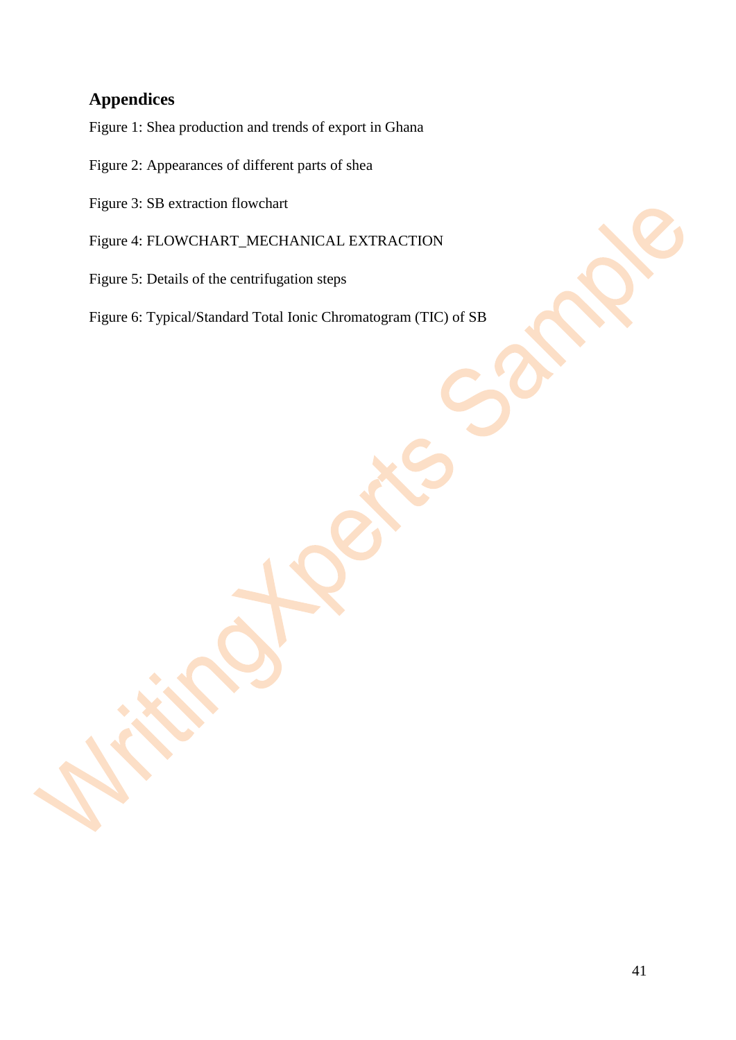## Appendices

Figure 1: Shea production and trends of export in Ghana

Figure 2: Appearances of different parts of shea

Figure 3: SB extraction flowchart

Figure 4: FLOWCHART_MECHANICAL EXTRACTION

Figure 5: Details of the centrifugation steps

Figure 6: Typical/Standard Total Ionic Chromatogram (TIC) of SB